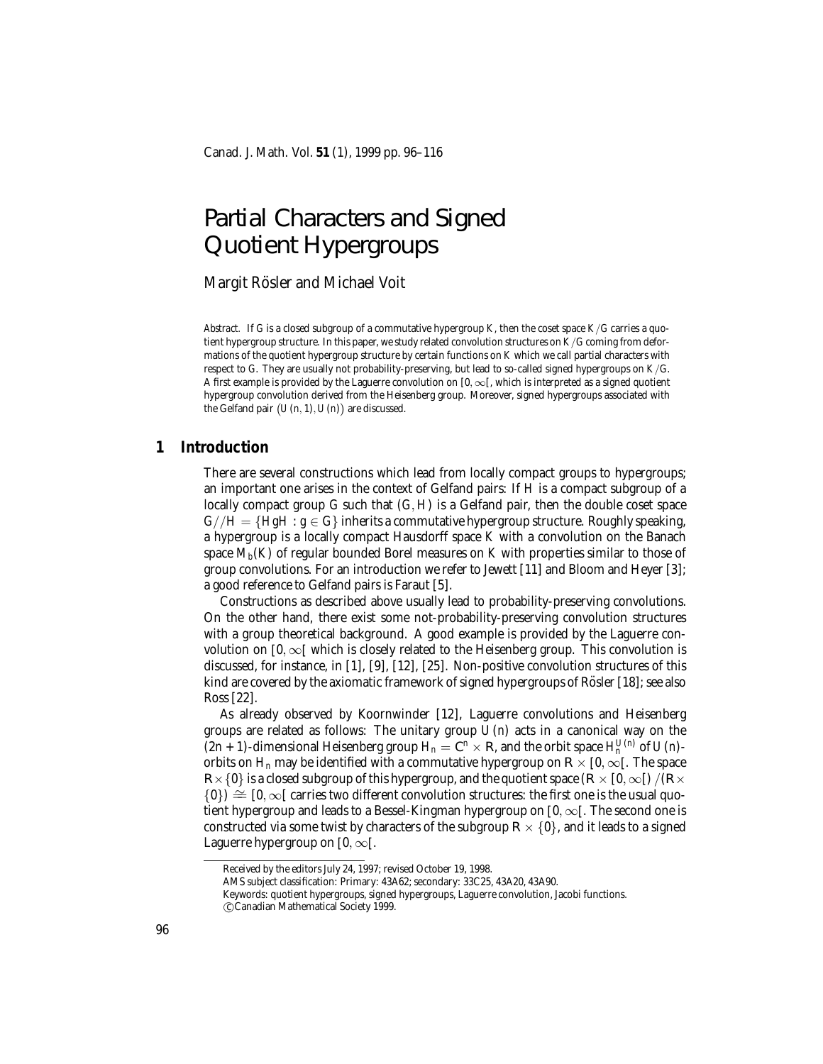# Partial Characters and Signed Quotient Hypergroups

Margit Rösler and Michael Voit

*Abstract.* If $G$ is a closed subgroup of a commutative hypergroup $K$, then the coset space $K/G$ carries a quotient hypergroup structure. In this paper, we study related convolution structures on $K/G$ coming from deformations of the quotient hypergroup structure by certain functions on $K$ which we call partial characters with respect to $G$. They are usually not probability-preserving, but lead to so-called signed hypergroups on $K/G$. A first example is provided by the Laguerre convolution on $[0,\infty[$, which is interpreted as a signed quotient hypergroup convolution derived from the Heisenberg group. Moreover, signed hypergroups associated with the Gelfand pair $(U(n,1), U(n))$ are discussed.

## 1 Introduction

There are several constructions which lead from locally compact groups to hypergroups; an important one arises in the context of Gelfand pairs: If $H$ is a compact subgroup of a locally compact group $G$ such that $(G, H)$ is a Gelfand pair, then the double coset space $G//H = \{HgH : g \in G\}$ inherits a commutative hypergroup structure. Roughly speaking, a hypergroup is a locally compact Hausdorff space $K$ with a convolution on the Banach space $M_b(K)$ of regular bounded Borel measures on $K$ with properties similar to those of group convolutions. For an introduction we refer to Jewett [11] and Bloom and Heyer [3]; a good reference to Gelfand pairs is Faraut [5].

Constructions as described above usually lead to probability-preserving convolutions. On the other hand, there exist some not-probability-preserving convolution structures with a group theoretical background. A good example is provided by the Laguerre convolution on $[0,\infty[$ which is closely related to the Heisenberg group. This convolution is discussed, for instance, in [1], [9], [12], [25]. Non-positive convolution structures of this kind are covered by the axiomatic framework of signed hypergroups of Rösler [18]; see also Ross [22].

As already observed by Koornwinder [12], Laguerre convolutions and Heisenberg groups are related as follows: The unitary group $U(n)$ acts in a canonical way on the $(2n+1)$-dimensional Heisenberg group $H_n = \mathbb{C}^n \times \mathbb{R}$, and the orbit space $H_n^{U(n)}$ of $U(n)$-orbits on $H_n$ may be identified with a commutative hypergroup on $\mathbb{R} \times [0,\infty[$. The space $\mathbb{R} \times \{0\}$ is a closed subgroup of this hypergroup, and the quotient space $(\mathbb{R} \times [0,\infty[)\,/(\mathbb{R} \times \{0\}) \cong [0,\infty[$ carries two different convolution structures: the first one is the usual quotient hypergroup and leads to a Bessel-Kingman hypergroup on $[0,\infty[$. The second one is constructed via some twist by characters of the subgroup $\mathbb{R} \times \{0\}$, and it leads to a signed Laguerre hypergroup on $[0,\infty[$.

Received by the editors July 24, 1997; revised October 19, 1998.
AMS subject classification: Primary: 43A62; secondary: 33C25, 43A20, 43A90.
Keywords: quotient hypergroups, signed hypergroups, Laguerre convolution, Jacobi functions.
©Canadian Mathematical Society 1999.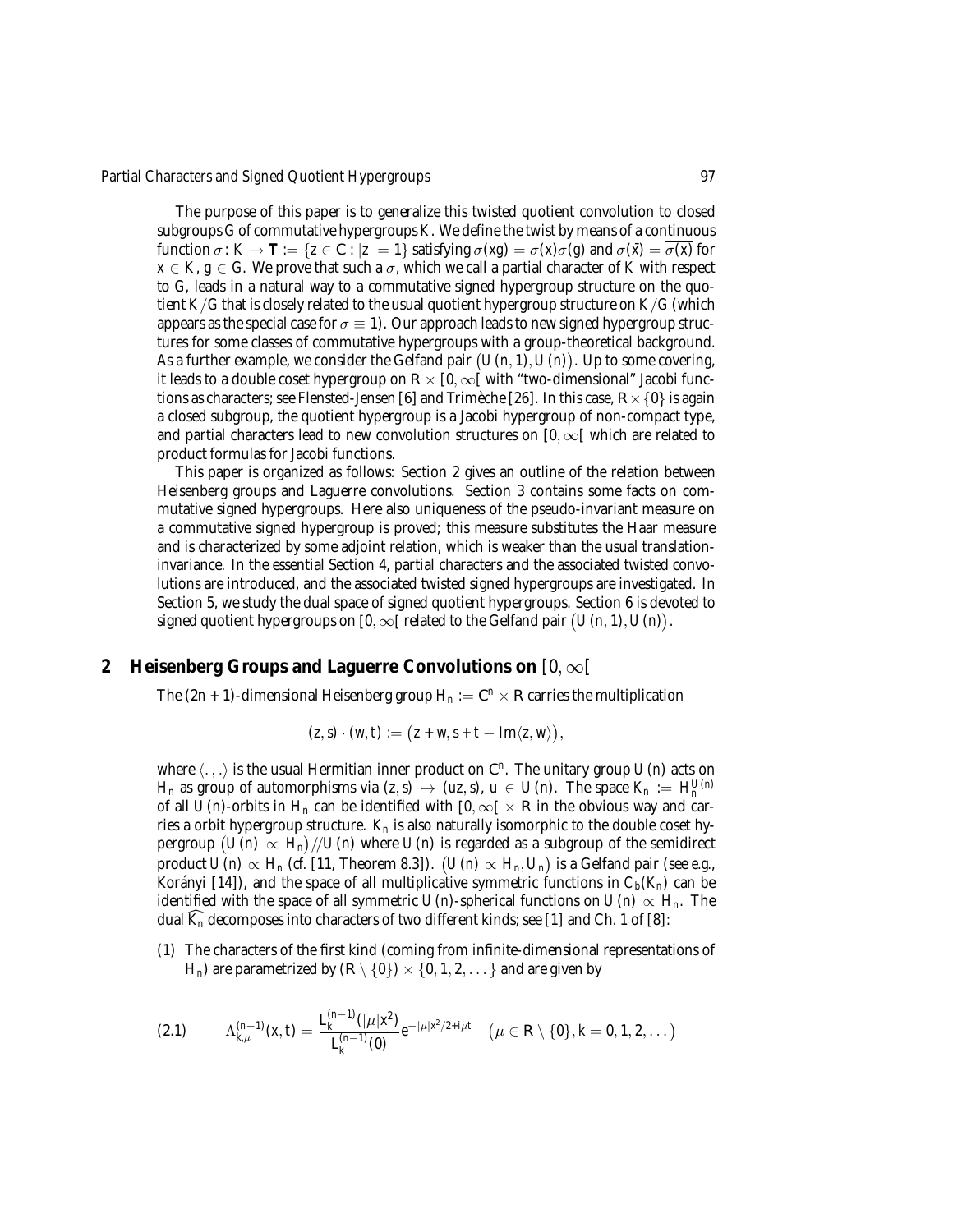The purpose of this paper is to generalize this twisted quotient convolution to closed subgroups $G$ of commutative hypergroups $K$. We define the twist by means of a continuous function $\sigma\colon K \to \mathbf{T} := \{z \in \mathbb{C} : |z| = 1\}$ satisfying $\sigma(xg) = \sigma(x)\sigma(g)$ and $\sigma(\bar{x}) = \overline{\sigma(x)}$ for $x \in K$, $g \in G$. We prove that such a $\sigma$, which we call a partial character of $K$ with respect to $G$, leads in a natural way to a commutative signed hypergroup structure on the quotient $K/G$ that is closely related to the usual quotient hypergroup structure on $K/G$ (which appears as the special case for $\sigma \equiv 1$). Our approach leads to new signed hypergroup structures for some classes of commutative hypergroups with a group-theoretical background. As a further example, we consider the Gelfand pair $\big(U(n,1), U(n)\big)$. Up to some covering, it leads to a double coset hypergroup on $\mathbb{R} \times [0,\infty[$ with "two-dimensional" Jacobi functions as characters; see Flensted-Jensen [6] and Trimèche [26]. In this case, $\mathbb{R} \times \{0\}$ is again a closed subgroup, the quotient hypergroup is a Jacobi hypergroup of non-compact type, and partial characters lead to new convolution structures on $[0,\infty[$ which are related to product formulas for Jacobi functions.

This paper is organized as follows: Section 2 gives an outline of the relation between Heisenberg groups and Laguerre convolutions. Section 3 contains some facts on commutative signed hypergroups. Here also uniqueness of the pseudo-invariant measure on a commutative signed hypergroup is proved; this measure substitutes the Haar measure and is characterized by some adjoint relation, which is weaker than the usual translation-invariance. In the essential Section 4, partial characters and the associated twisted convolutions are introduced, and the associated twisted signed hypergroups are investigated. In Section 5, we study the dual space of signed quotient hypergroups. Section 6 is devoted to signed quotient hypergroups on $[0,\infty[$ related to the Gelfand pair $\big(U(n,1), U(n)\big)$.

## 2 Heisenberg Groups and Laguerre Convolutions on $[0,\infty[$

The $(2n+1)$-dimensional Heisenberg group $H_n := \mathbb{C}^n \times \mathbb{R}$ carries the multiplication

$$(z,s)\cdot(w,t) := \big(z+w, s+t-\operatorname{Im}\langle z,w\rangle\big),$$

where $\langle .,. \rangle$ is the usual Hermitian inner product on $\mathbb{C}^n$. The unitary group $U(n)$ acts on $H_n$ as group of automorphisms via $(z,s) \mapsto (uz,s)$, $u \in U(n)$. The space $K_n := H_n^{U(n)}$ of all $U(n)$-orbits in $H_n$ can be identified with $[0,\infty[\, \times \mathbb{R}$ in the obvious way and carries a orbit hypergroup structure. $K_n$ is also naturally isomorphic to the double coset hypergroup $\big(U(n) \propto H_n\big)//U(n)$ where $U(n)$ is regarded as a subgroup of the semidirect product $U(n) \propto H_n$ (cf. [11, Theorem 8.3]). $\big(U(n) \propto H_n, U_n\big)$ is a Gelfand pair (see e.g., Korányi [14]), and the space of all multiplicative symmetric functions in $C_b(K_n)$ can be identified with the space of all symmetric $U(n)$-spherical functions on $U(n) \propto H_n$. The dual $\widehat{K_n}$ decomposes into characters of two different kinds; see [1] and Ch. 1 of [8]:

(1) The characters of the first kind (coming from infinite-dimensional representations of $H_n$) are parametrized by $(\mathbb{R}\setminus\{0\}) \times \{0,1,2,\dots\}$ and are given by

$$\Lambda_{k,\mu}^{(n-1)}(x,t) = \frac{L_k^{(n-1)}(|\mu|x^2)}{L_k^{(n-1)}(0)} e^{-|\mu|x^2/2 + i\mu t} \quad \big(\mu \in \mathbb{R}\setminus\{0\}, k = 0,1,2,\dots\big) \tag{2.1}$$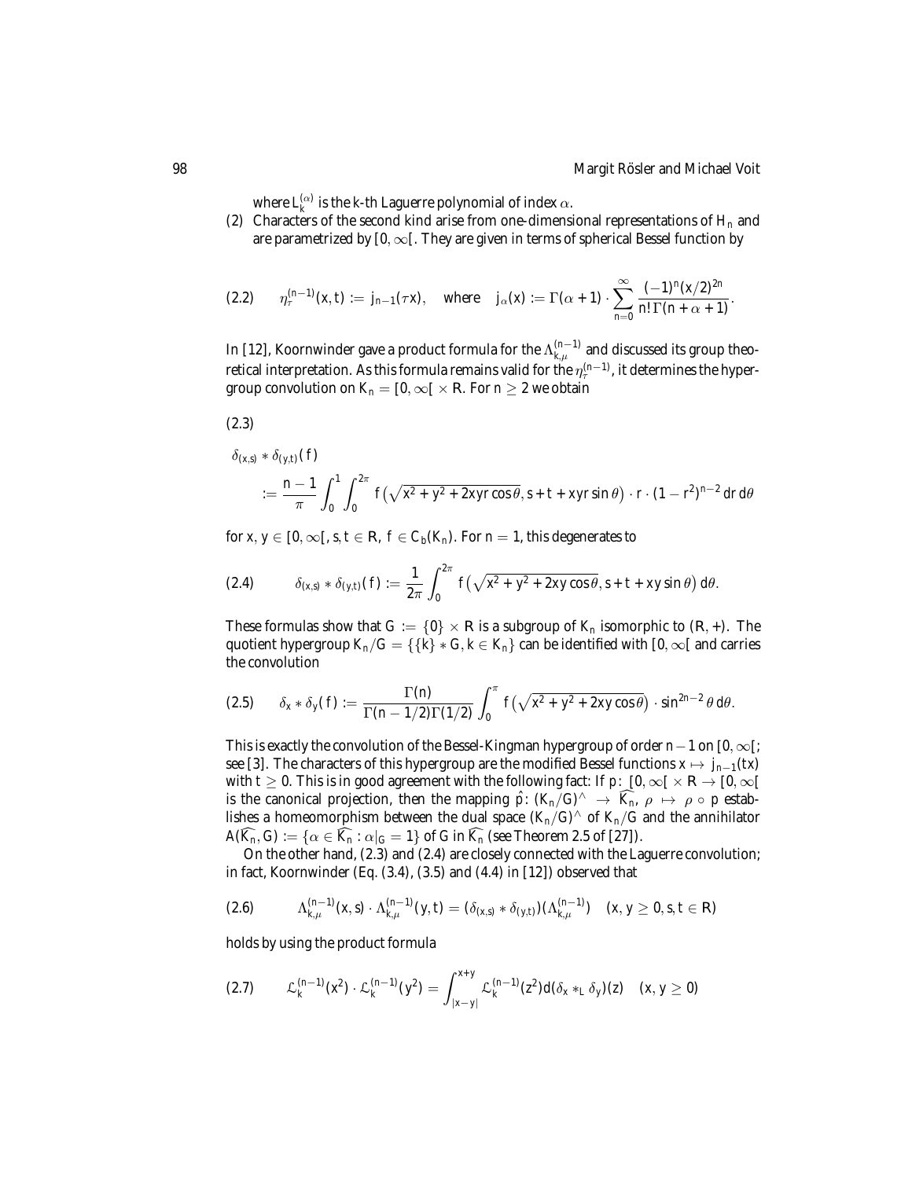where $L_k^{(\alpha)}$ is the $k$-th Laguerre polynomial of index $\alpha$.

(2) Characters of the second kind arise from one-dimensional representations of $H_n$ and are parametrized by $[0, \infty[$. They are given in terms of spherical Bessel function by

$$
(2.2) \qquad \eta_\tau^{(n-1)}(x,t) := j_{n-1}(\tau x), \quad \text{where} \quad j_\alpha(x) := \Gamma(\alpha+1) \cdot \sum_{n=0}^{\infty} \frac{(-1)^n (x/2)^{2n}}{n!\,\Gamma(n+\alpha+1)}.
$$

In [12], Koornwinder gave a product formula for the $\Lambda_{k,\mu}^{(n-1)}$ and discussed its group theoretical interpretation. As this formula remains valid for the $\eta_\tau^{(n-1)}$, it determines the hypergroup convolution on $K_n = [0, \infty[ \times \mathbb{R}$. For $n \geq 2$ we obtain

(2.3)

$$
\begin{aligned}
&\delta_{(x,s)} * \delta_{(y,t)}(f) \\
&\quad := \frac{n-1}{\pi} \int_0^1 \int_0^{2\pi} f\left(\sqrt{x^2+y^2+2xyr\cos\theta},\, s+t+xyr\sin\theta\right) \cdot r \cdot (1-r^2)^{n-2}\, dr\, d\theta
\end{aligned}
$$

for $x, y \in [0, \infty[$, $s, t \in \mathbb{R}$, $f \in C_b(K_n)$. For $n = 1$, this degenerates to

$$
(2.4) \qquad \delta_{(x,s)} * \delta_{(y,t)}(f) := \frac{1}{2\pi} \int_0^{2\pi} f\left(\sqrt{x^2+y^2+2xy\cos\theta},\, s+t+xy\sin\theta\right) d\theta.
$$

These formulas show that $G := \{0\} \times \mathbb{R}$ is a subgroup of $K_n$ isomorphic to $(\mathbb{R}, +)$. The quotient hypergroup $K_n/G = \{\{k\} * G, k \in K_n\}$ can be identified with $[0, \infty[$ and carries the convolution

$$
(2.5) \qquad \delta_x * \delta_y(f) := \frac{\Gamma(n)}{\Gamma(n-1/2)\Gamma(1/2)} \int_0^\pi f\left(\sqrt{x^2+y^2+2xy\cos\theta}\right) \cdot \sin^{2n-2}\theta\, d\theta.
$$

This is exactly the convolution of the Bessel-Kingman hypergroup of order $n-1$ on $[0, \infty[$; see [3]. The characters of this hypergroup are the modified Bessel functions $x \mapsto j_{n-1}(tx)$ with $t \geq 0$. This is in good agreement with the following fact: If $p\colon [0, \infty[ \times \mathbb{R} \to [0, \infty[$ is the canonical projection, then the mapping $\hat{p}\colon (K_n/G)^\wedge \to \widehat{K_n}$, $\rho \mapsto \rho \circ p$ establishes a homeomorphism between the dual space $(K_n/G)^\wedge$ of $K_n/G$ and the annihilator $A(\widehat{K_n}, G) := \{\alpha \in \widehat{K_n} : \alpha|_G = 1\}$ of $G$ in $\widehat{K_n}$ (see Theorem 2.5 of [27]).

On the other hand, (2.3) and (2.4) are closely connected with the Laguerre convolution; in fact, Koornwinder (Eq. (3.4), (3.5) and (4.4) in [12]) observed that

$$
(2.6) \qquad \Lambda_{k,\mu}^{(n-1)}(x,s) \cdot \Lambda_{k,\mu}^{(n-1)}(y,t) = (\delta_{(x,s)} * \delta_{(y,t)})(\Lambda_{k,\mu}^{(n-1)}) \quad (x, y \geq 0, s, t \in \mathbb{R})
$$

holds by using the product formula

$$
(2.7) \qquad \mathcal{L}_k^{(n-1)}(x^2) \cdot \mathcal{L}_k^{(n-1)}(y^2) = \int_{|x-y|}^{x+y} \mathcal{L}_k^{(n-1)}(z^2)\, d(\delta_x *_L \delta_y)(z) \quad (x, y \geq 0)
$$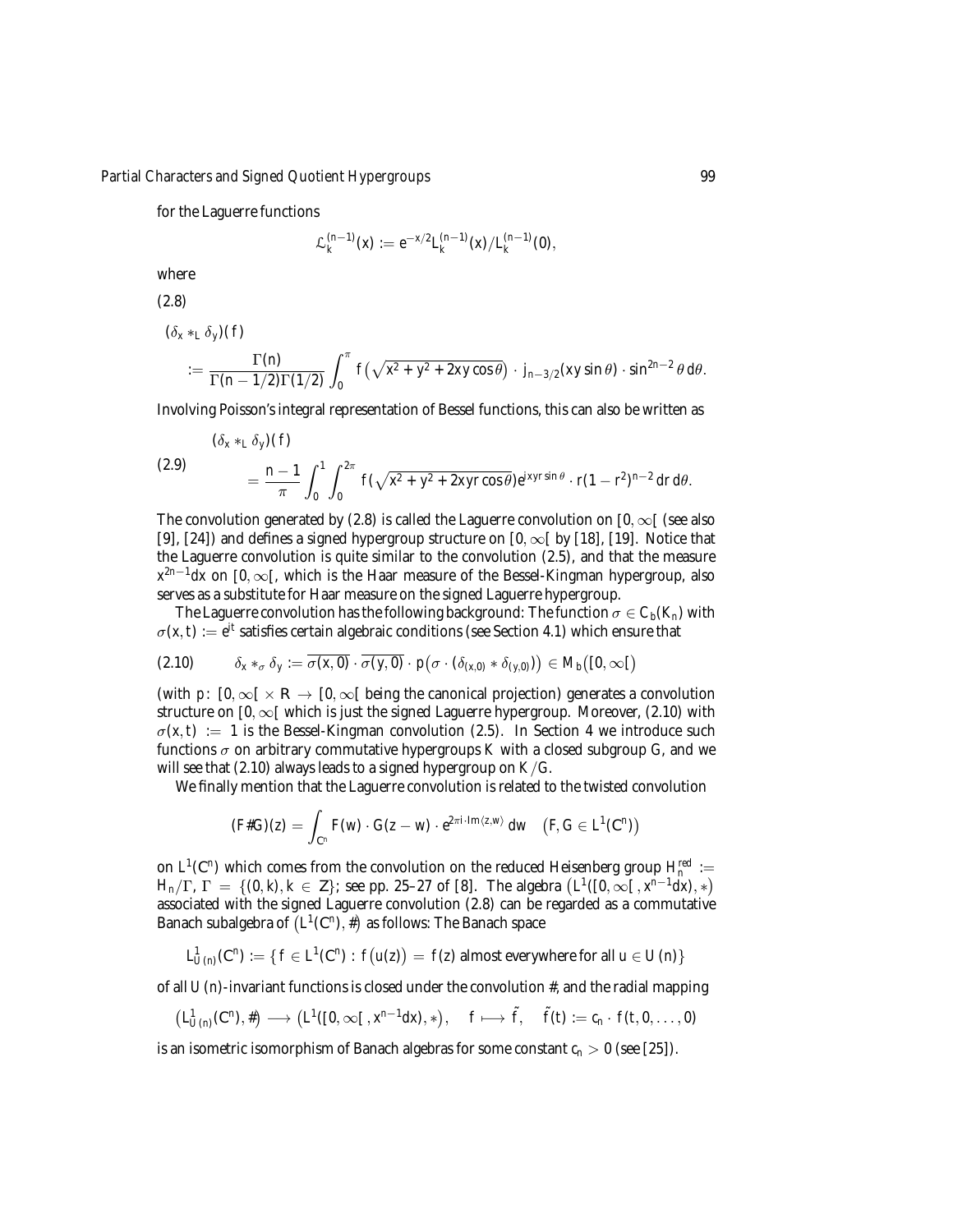for the Laguerre functions

$$\mathcal{L}_k^{(n-1)}(x) := e^{-x/2} L_k^{(n-1)}(x) / L_k^{(n-1)}(0),$$

where

(2.8)

$$\begin{aligned}
&(\delta_x *_L \delta_y)(f) \\
&\quad := \frac{\Gamma(n)}{\Gamma(n-1/2)\Gamma(1/2)} \int_0^\pi f\big(\sqrt{x^2+y^2+2xy\cos\theta}\big) \cdot j_{n-3/2}(xy\sin\theta) \cdot \sin^{2n-2}\theta \, d\theta.
\end{aligned}$$

Involving Poisson's integral representation of Bessel functions, this can also be written as

$$\begin{aligned}
&(\delta_x *_L \delta_y)(f) \\
&\quad = \frac{n-1}{\pi} \int_0^1 \int_0^{2\pi} f(\sqrt{x^2+y^2+2xyr\cos\theta}) e^{ixyr\sin\theta} \cdot r(1-r^2)^{n-2} \, dr \, d\theta.
\end{aligned} \tag{2.9}$$

The convolution generated by (2.8) is called the Laguerre convolution on $[0, \infty[$ (see also [9], [24]) and defines a signed hypergroup structure on $[0, \infty[$ by [18], [19]. Notice that the Laguerre convolution is quite similar to the convolution (2.5), and that the measure $x^{2n-1}dx$ on $[0, \infty[$, which is the Haar measure of the Bessel-Kingman hypergroup, also serves as a substitute for Haar measure on the signed Laguerre hypergroup.

The Laguerre convolution has the following background: The function $\sigma \in C_b(K_n)$ with $\sigma(x, t) := e^{it}$ satisfies certain algebraic conditions (see Section 4.1) which ensure that

$$\delta_x *_\sigma \delta_y := \overline{\sigma(x,0)} \cdot \overline{\sigma(y,0)} \cdot p\big(\sigma \cdot (\delta_{(x,0)} * \delta_{(y,0)})\big) \in M_b\big([0, \infty[\big) \tag{2.10}$$

(with $p\colon [0, \infty[ \times \mathbb{R} \to [0, \infty[$ being the canonical projection) generates a convolution structure on $[0, \infty[$ which is just the signed Laguerre hypergroup. Moreover, (2.10) with $\sigma(x, t) := 1$ is the Bessel-Kingman convolution (2.5). In Section 4 we introduce such functions $\sigma$ on arbitrary commutative hypergroups $K$ with a closed subgroup $G$, and we will see that (2.10) always leads to a signed hypergroup on $K/G$.

We finally mention that the Laguerre convolution is related to the twisted convolution

$$(F \# G)(z) = \int_{\mathbb{C}^n} F(w) \cdot G(z-w) \cdot e^{2\pi i \cdot \mathrm{Im}\langle z, w\rangle} \, dw \quad \big(F, G \in L^1(\mathbb{C}^n)\big)$$

on $L^1(\mathbb{C}^n)$ which comes from the convolution on the reduced Heisenberg group $H_n^{red} := H_n/\Gamma$, $\Gamma = \{(0, k), k \in \mathbb{Z}\}$; see pp. 25–27 of [8]. The algebra $\big(L^1([0, \infty[, x^{n-1}dx), *\big)$ associated with the signed Laguerre convolution (2.8) can be regarded as a commutative Banach subalgebra of $\big(L^1(\mathbb{C}^n), \#\big)$ as follows: The Banach space

$$L^1_{U(n)}(\mathbb{C}^n) := \{ f \in L^1(\mathbb{C}^n) : f\big(u(z)\big) = f(z) \text{ almost everywhere for all } u \in U(n)\}$$

of all $U(n)$-invariant functions is closed under the convolution #, and the radial mapping

$$\big(L^1_{U(n)}(\mathbb{C}^n), \#\big) \longrightarrow \big(L^1([0, \infty[, x^{n-1}dx), *\big), \quad f \longmapsto \tilde{f}, \quad \tilde{f}(t) := c_n \cdot f(t, 0, \ldots, 0)$$

is an isometric isomorphism of Banach algebras for some constant $c_n > 0$ (see [25]).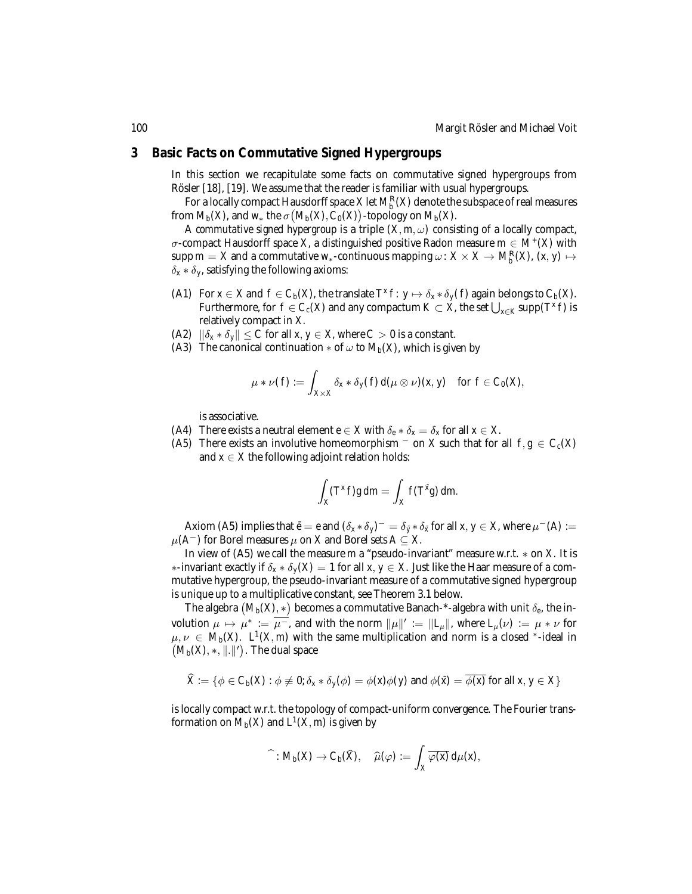## 3 Basic Facts on Commutative Signed Hypergroups

In this section we recapitulate some facts on commutative signed hypergroups from Rösler [18], [19]. We assume that the reader is familiar with usual hypergroups.

For a locally compact Hausdorff space $X$ let $M_b^R(X)$ denote the subspace of real measures from $M_b(X)$, and $w_*$ the $\sigma\big(M_b(X), C_0(X)\big)$-topology on $M_b(X)$.

A *commutative signed hypergroup* is a triple $(X, m, \omega)$ consisting of a locally compact, $\sigma$-compact Hausdorff space $X$, a distinguished positive Radon measure $m \in M^+(X)$ with $\operatorname{supp} m = X$ and a commutative $w_*$-continuous mapping $\omega\colon X \times X \to M_b^R(X)$, $(x, y) \mapsto \delta_x * \delta_y$, satisfying the following axioms:

(A1) For $x \in X$ and $f \in C_b(X)$, the translate $T^x f\colon y \mapsto \delta_x * \delta_y(f)$ again belongs to $C_b(X)$. Furthermore, for $f \in C_c(X)$ and any compactum $K \subset X$, the set $\bigcup_{x\in K} \operatorname{supp}(T^x f)$ is relatively compact in $X$.

(A2) $\|\delta_x * \delta_y\| \le C$ for all $x, y \in X$, where $C > 0$ is a constant.

(A3) The canonical continuation $*$ of $\omega$ to $M_b(X)$, which is given by

$$\mu * \nu(f) := \int_{X\times X} \delta_x * \delta_y(f)\, d(\mu \otimes \nu)(x, y) \quad \text{for } f \in C_0(X),$$

is associative.

(A4) There exists a neutral element $e \in X$ with $\delta_e * \delta_x = \delta_x$ for all $x \in X$.

(A5) There exists an involutive homeomorphism $^-$ on $X$ such that for all $f, g \in C_c(X)$ and $x \in X$ the following adjoint relation holds:

$$\int_X (T^x f) g\, dm = \int_X f (T^{\bar{x}} g)\, dm.$$

Axiom (A5) implies that $\bar{e} = e$ and $(\delta_x * \delta_y)^- = \delta_{\bar{y}} * \delta_{\bar{x}}$ for all $x, y \in X$, where $\mu^-(A) := \mu(A^-)$ for Borel measures $\mu$ on $X$ and Borel sets $A \subseteq X$.

In view of (A5) we call the measure $m$ a "pseudo-invariant" measure w.r.t. $*$ on $X$. It is $*$-invariant exactly if $\delta_x * \delta_y(X) = 1$ for all $x, y \in X$. Just like the Haar measure of a commutative hypergroup, the pseudo-invariant measure of a commutative signed hypergroup is unique up to a multiplicative constant, see Theorem 3.1 below.

The algebra $\big(M_b(X), *\big)$ becomes a commutative Banach-\*-algebra with unit $\delta_e$, the involution $\mu \mapsto \mu^* := \overline{\mu^-}$, and with the norm $\|\mu\|' := \|L_\mu\|$, where $L_\mu(\nu) := \mu * \nu$ for $\mu, \nu \in M_b(X)$. $L^1(X, m)$ with the same multiplication and norm is a closed $^*$-ideal in $\big(M_b(X), *, \|.\|'\big)$. The dual space

$$\widehat{X} := \{\phi \in C_b(X) : \phi \not\equiv 0; \delta_x * \delta_y(\phi) = \phi(x)\phi(y) \text{ and } \phi(\bar{x}) = \overline{\phi(x)} \text{ for all } x, y \in X\}$$

is locally compact w.r.t. the topology of compact-uniform convergence. The Fourier transformation on $M_b(X)$ and $L^1(X, m)$ is given by

$$\widehat{\ }\colon M_b(X) \to C_b(\widehat{X}), \quad \widehat{\mu}(\varphi) := \int_X \overline{\varphi(x)}\, d\mu(x),$$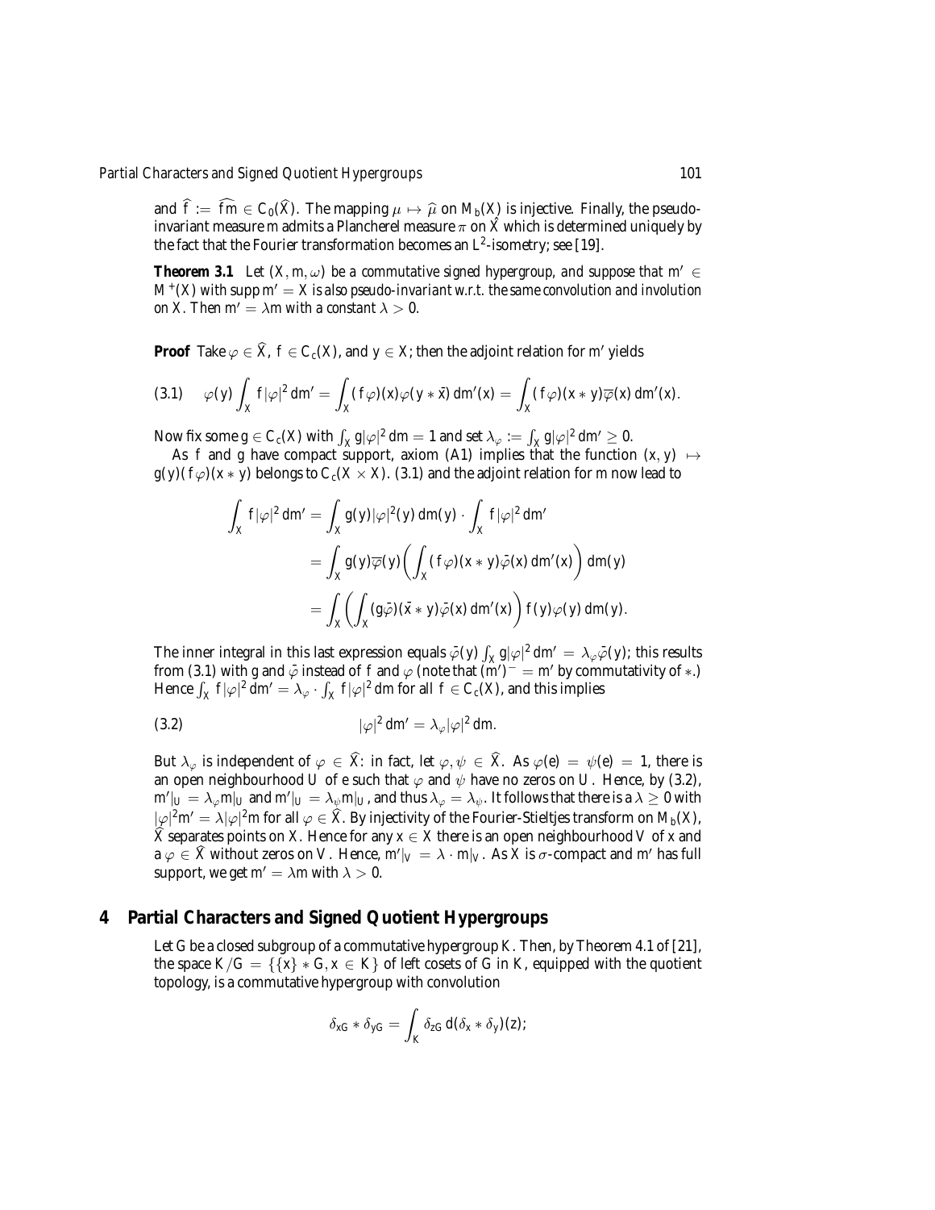and $\widehat{f} := \widehat{fm} \in C_0(\widehat{X})$. The mapping $\mu \mapsto \widehat{\mu}$ on $M_b(X)$ is injective. Finally, the pseudo-invariant measure $m$ admits a Plancherel measure $\pi$ on $\hat{X}$ which is determined uniquely by the fact that the Fourier transformation becomes an $L^2$-isometry; see [19].

**Theorem 3.1** *Let $(X, m, \omega)$ be a commutative signed hypergroup, and suppose that $m' \in M^+(X)$ with $\operatorname{supp} m' = X$ is also pseudo-invariant w.r.t. the same convolution and involution on $X$. Then $m' = \lambda m$ with a constant $\lambda > 0$.*

**Proof** Take $\varphi \in \widehat{X}$, $f \in C_c(X)$, and $y \in X$; then the adjoint relation for $m'$ yields

$$\varphi(y)\int_X f|\varphi|^2\,dm' = \int_X (f\varphi)(x)\varphi(y*\bar{x})\,dm'(x) = \int_X (f\varphi)(x*y)\overline{\varphi}(x)\,dm'(x). \tag{3.1}$$

Now fix some $g \in C_c(X)$ with $\int_X g|\varphi|^2\,dm = 1$ and set $\lambda_\varphi := \int_X g|\varphi|^2\,dm' \geq 0$.

As $f$ and $g$ have compact support, axiom (A1) implies that the function $(x, y) \mapsto g(y)(f\varphi)(x*y)$ belongs to $C_c(X \times X)$. (3.1) and the adjoint relation for $m$ now lead to

$$\begin{aligned}
\int_X f|\varphi|^2\,dm' &= \int_X g(y)|\varphi|^2(y)\,dm(y) \cdot \int_X f|\varphi|^2\,dm' \\
&= \int_X g(y)\overline{\varphi}(y)\left(\int_X (f\varphi)(x*y)\bar{\varphi}(x)\,dm'(x)\right)dm(y) \\
&= \int_X \left(\int_X (g\bar{\varphi})(\bar{x}*y)\bar{\varphi}(x)\,dm'(x)\right) f(y)\varphi(y)\,dm(y).
\end{aligned}$$

The inner integral in this last expression equals $\bar{\varphi}(y)\int_X g|\varphi|^2\,dm' = \lambda_\varphi\bar{\varphi}(y)$; this results from (3.1) with $g$ and $\bar{\varphi}$ instead of $f$ and $\varphi$ (note that $(m')^- = m'$ by commutativity of $*$.) Hence $\int_X f|\varphi|^2\,dm' = \lambda_\varphi \cdot \int_X f|\varphi|^2\,dm$ for all $f \in C_c(X)$, and this implies

$$|\varphi|^2\,dm' = \lambda_\varphi|\varphi|^2\,dm. \tag{3.2}$$

But $\lambda_\varphi$ is independent of $\varphi \in \widehat{X}$: in fact, let $\varphi, \psi \in \widehat{X}$. As $\varphi(e) = \psi(e) = 1$, there is an open neighbourhood $U$ of $e$ such that $\varphi$ and $\psi$ have no zeros on $U$. Hence, by (3.2), $m'|_U = \lambda_\varphi m|_U$ and $m'|_U = \lambda_\psi m|_U$, and thus $\lambda_\varphi = \lambda_\psi$. It follows that there is a $\lambda \geq 0$ with $|\varphi|^2 m' = \lambda|\varphi|^2 m$ for all $\varphi \in \widehat{X}$. By injectivity of the Fourier-Stieltjes transform on $M_b(X)$, $\widehat{X}$ separates points on $X$. Hence for any $x \in X$ there is an open neighbourhood $V$ of $x$ and a $\varphi \in \widehat{X}$ without zeros on $V$. Hence, $m'|_V = \lambda \cdot m|_V$. As $X$ is $\sigma$-compact and $m'$ has full support, we get $m' = \lambda m$ with $\lambda > 0$.

## 4 Partial Characters and Signed Quotient Hypergroups

Let $G$ be a closed subgroup of a commutative hypergroup $K$. Then, by Theorem 4.1 of [21], the space $K/G = \{\{x\} * G, x \in K\}$ of left cosets of $G$ in $K$, equipped with the quotient topology, is a commutative hypergroup with convolution

$$\delta_{xG} * \delta_{yG} = \int_K \delta_{zG}\,d(\delta_x * \delta_y)(z);$$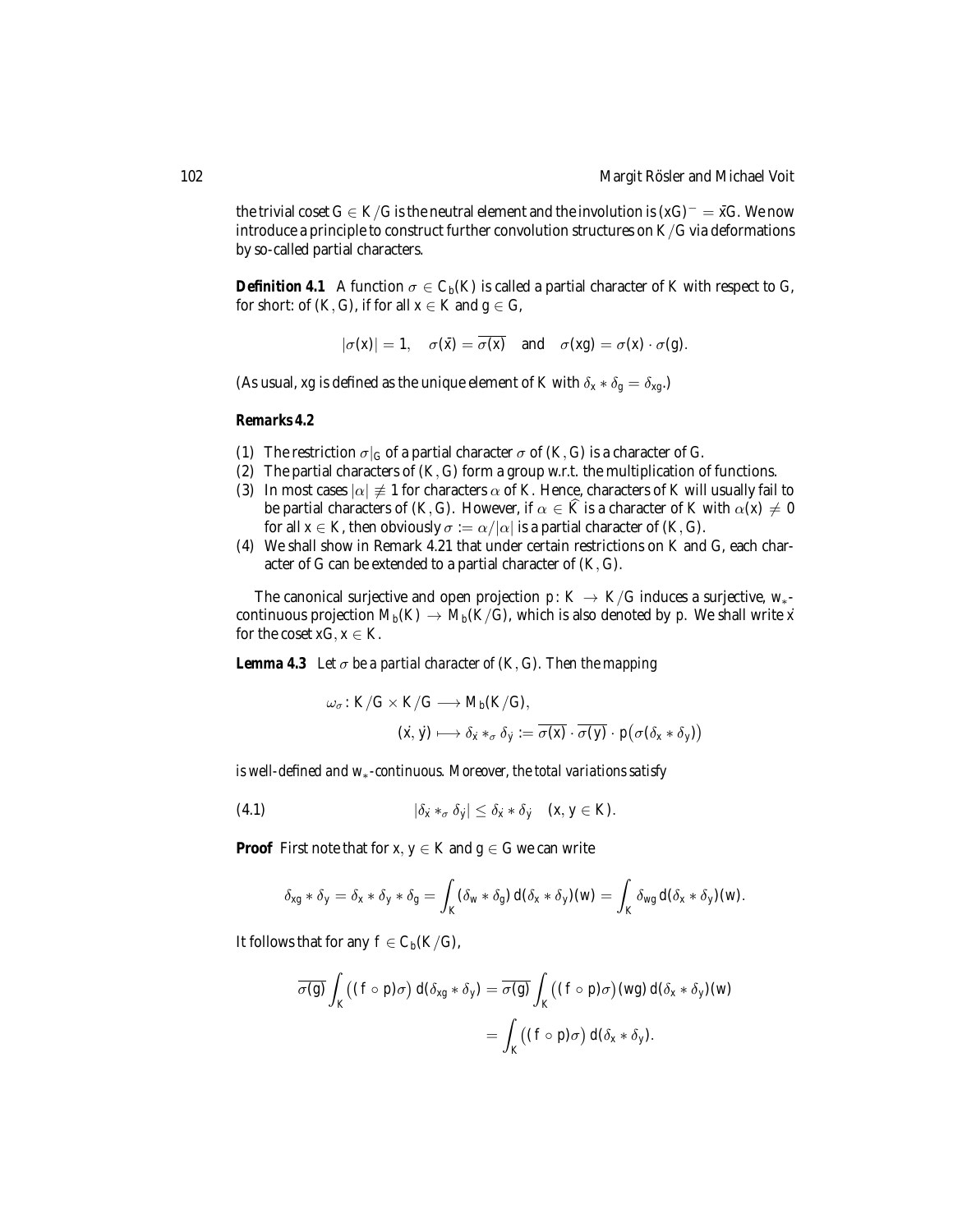the trivial coset $G \in K/G$ is the neutral element and the involution is $(xG)^- = \bar{x}G$. We now introduce a principle to construct further convolution structures on $K/G$ via deformations by so-called partial characters.

**Definition 4.1** A function $\sigma \in C_b(K)$ is called a partial character of $K$ with respect to $G$, for short: of $(K, G)$, if for all $x \in K$ and $g \in G$,

$$|\sigma(x)| = 1, \quad \sigma(\bar{x}) = \overline{\sigma(x)} \quad \text{and} \quad \sigma(xg) = \sigma(x) \cdot \sigma(g).$$

(As usual, $xg$ is defined as the unique element of $K$ with $\delta_x * \delta_g = \delta_{xg}$.)

**Remarks 4.2**

(1) The restriction $\sigma|_G$ of a partial character $\sigma$ of $(K, G)$ is a character of $G$.
(2) The partial characters of $(K, G)$ form a group w.r.t. the multiplication of functions.
(3) In most cases $|\alpha| \not\equiv 1$ for characters $\alpha$ of $K$. Hence, characters of $K$ will usually fail to be partial characters of $(K, G)$. However, if $\alpha \in \widehat{K}$ is a character of $K$ with $\alpha(x) \neq 0$ for all $x \in K$, then obviously $\sigma := \alpha/|\alpha|$ is a partial character of $(K, G)$.
(4) We shall show in Remark 4.21 that under certain restrictions on $K$ and $G$, each character of $G$ can be extended to a partial character of $(K, G)$.

The canonical surjective and open projection $p\colon K \to K/G$ induces a surjective, $w_*$-continuous projection $M_b(K) \to M_b(K/G)$, which is also denoted by $p$. We shall write $\dot{x}$ for the coset $xG$, $x \in K$.

**Lemma 4.3** *Let $\sigma$ be a partial character of $(K, G)$. Then the mapping*

$$\omega_\sigma\colon K/G \times K/G \longrightarrow M_b(K/G),$$
$$(\dot{x}, \dot{y}) \longmapsto \delta_{\dot{x}} *_\sigma \delta_{\dot{y}} := \overline{\sigma(x)} \cdot \overline{\sigma(y)} \cdot p\big(\sigma(\delta_x * \delta_y)\big)$$

*is well-defined and $w_*$-continuous. Moreover, the total variations satisfy*

$$|\delta_{\dot{x}} *_\sigma \delta_{\dot{y}}| \leq \delta_{\dot{x}} * \delta_{\dot{y}} \quad (x, y \in K). \tag{4.1}$$

**Proof** First note that for $x, y \in K$ and $g \in G$ we can write

$$\delta_{xg} * \delta_y = \delta_x * \delta_y * \delta_g = \int_K (\delta_w * \delta_g)\, d(\delta_x * \delta_y)(w) = \int_K \delta_{wg}\, d(\delta_x * \delta_y)(w).$$

It follows that for any $f \in C_b(K/G)$,

$$\overline{\sigma(g)} \int_K \big((f \circ p)\sigma\big)\, d(\delta_{xg} * \delta_y) = \overline{\sigma(g)} \int_K \big((f \circ p)\sigma\big)(wg)\, d(\delta_x * \delta_y)(w)$$
$$= \int_K \big((f \circ p)\sigma\big)\, d(\delta_x * \delta_y).$$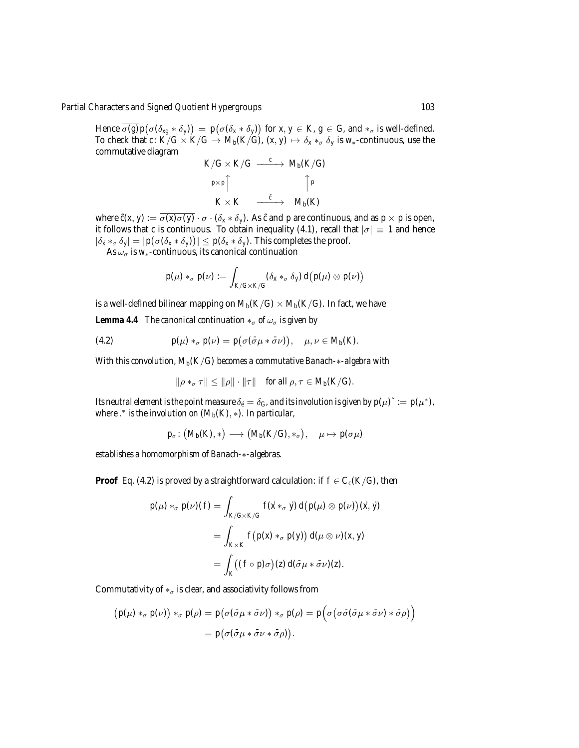Hence $\overline{\sigma(g)}\, p\big(\sigma(\delta_{xg} * \delta_y)\big) = p\big(\sigma(\delta_x * \delta_y)\big)$ for $x, y \in K$, $g \in G$, and $*_\sigma$ is well-defined. To check that $c\colon K/G \times K/G \to M_b(K/G)$, $(x, y) \mapsto \delta_x *_\sigma \delta_y$ is $w_*$-continuous, use the commutative diagram

$$\begin{array}{ccc} K/G \times K/G & \xrightarrow{\ c\ } & M_b(K/G) \\ {\scriptstyle p\times p}\uparrow & & \uparrow{\scriptstyle p} \\ K \times K & \xrightarrow{\ \tilde{c}\ } & M_b(K) \end{array}$$

where $\tilde{c}(x, y) := \overline{\sigma(x)\sigma(y)} \cdot \sigma \cdot (\delta_x * \delta_y)$. As $\tilde{c}$ and $p$ are continuous, and as $p \times p$ is open, it follows that $c$ is continuous. To obtain inequality (4.1), recall that $|\sigma| \equiv 1$ and hence $|\delta_{\dot{x}} *_\sigma \delta_{\dot{y}}| = \big|p\big(\sigma(\delta_x * \delta_y)\big)\big| \leq p(\delta_x * \delta_y)$. This completes the proof.

As $\omega_\sigma$ is $w_*$-continuous, its canonical continuation

$$p(\mu) *_\sigma p(\nu) := \int_{K/G \times K/G} (\delta_{\dot{x}} *_\sigma \delta_{\dot{y}})\, d\big(p(\mu) \otimes p(\nu)\big)$$

is a well-defined bilinear mapping on $M_b(K/G) \times M_b(K/G)$. In fact, we have

**Lemma 4.4** *The canonical continuation $*_\sigma$ of $\omega_\sigma$ is given by*

$$p(\mu) *_\sigma p(\nu) = p\big(\sigma(\bar{\sigma}\mu * \bar{\sigma}\nu)\big), \quad \mu, \nu \in M_b(K). \tag{4.2}$$

*With this convolution, $M_b(K/G)$ becomes a commutative Banach-$*$-algebra with*

$$\|\rho *_\sigma \tau\| \leq \|\rho\| \cdot \|\tau\| \quad \text{for all } \rho, \tau \in M_b(K/G).$$

*Its neutral element is the point measure $\delta_{\dot{e}} = \delta_G$, and its involution is given by $p(\mu)^{\sim} := p(\mu^*)$, where $.^*$ is the involution on $(M_b(K), *)$. In particular,*

$$p_\sigma\colon \big(M_b(K), *\big) \longrightarrow \big(M_b(K/G), *_\sigma\big), \quad \mu \mapsto p(\sigma\mu)$$

*establishes a homomorphism of Banach-$*$-algebras.*

**Proof** Eq. (4.2) is proved by a straightforward calculation: if $f \in C_c(K/G)$, then

$$\begin{aligned} p(\mu) *_\sigma p(\nu)(f) &= \int_{K/G \times K/G} f(\dot{x} *_\sigma \dot{y})\, d\big(p(\mu) \otimes p(\nu)\big)(\dot{x}, \dot{y}) \\ &= \int_{K \times K} f\big(p(x) *_\sigma p(y)\big)\, d(\mu \otimes \nu)(x, y) \\ &= \int_K \big((f \circ p)\sigma\big)(z)\, d(\bar{\sigma}\mu * \bar{\sigma}\nu)(z). \end{aligned}$$

Commutativity of $*_\sigma$ is clear, and associativity follows from

$$\begin{aligned} \big(p(\mu) *_\sigma p(\nu)\big) *_\sigma p(\rho) = p\big(\sigma(\bar{\sigma}\mu * \bar{\sigma}\nu)\big) *_\sigma p(\rho) &= p\Big(\sigma\big(\sigma\bar{\sigma}(\bar{\sigma}\mu * \bar{\sigma}\nu) * \bar{\sigma}\rho\big)\Big) \\ &= p\big(\sigma(\bar{\sigma}\mu * \bar{\sigma}\nu * \bar{\sigma}\rho)\big). \end{aligned}$$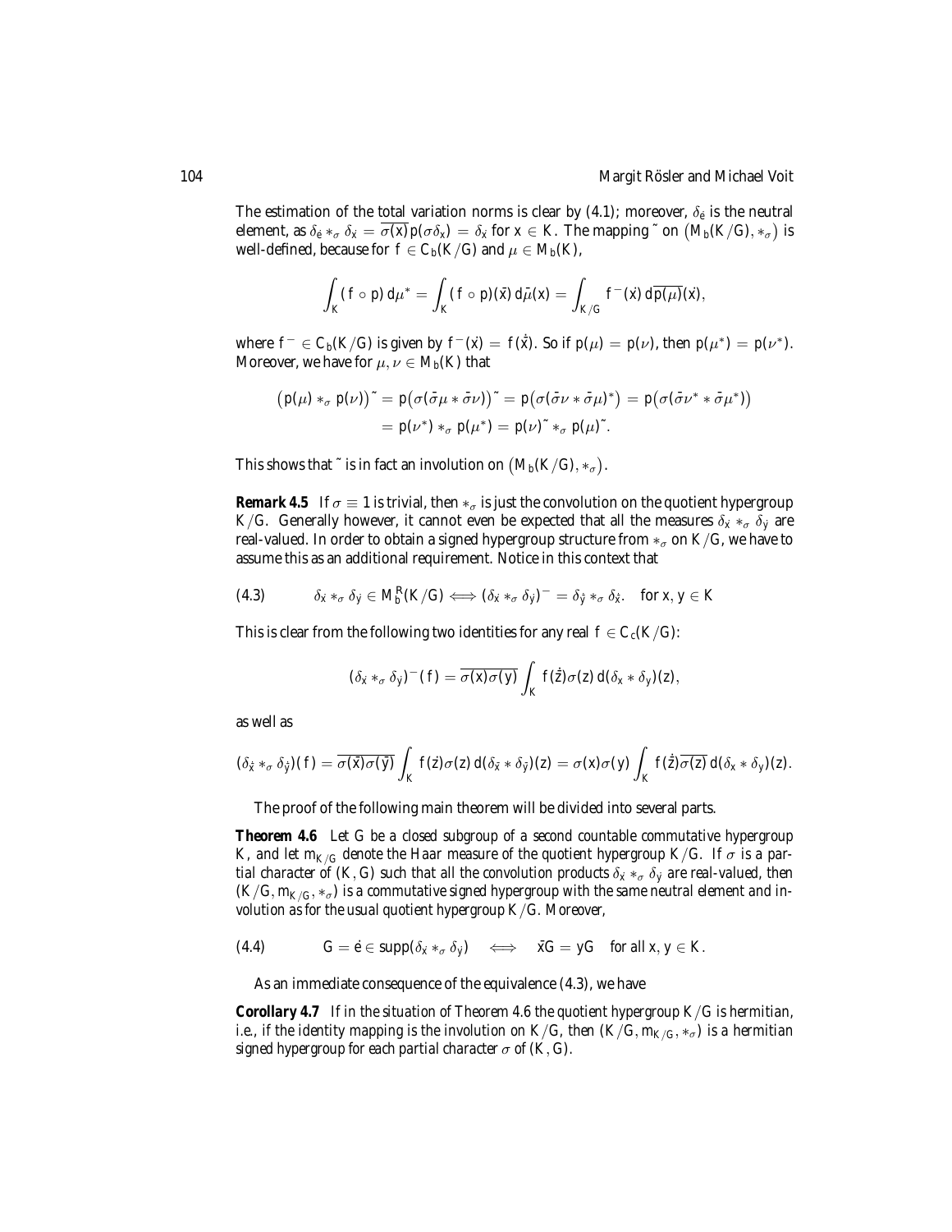The estimation of the total variation norms is clear by (4.1); moreover, $\delta_{\dot{e}}$ is the neutral element, as $\delta_{\dot{e}} *_\sigma \delta_{\dot{x}} = \overline{\sigma(x)} p(\sigma\delta_x) = \delta_{\dot{x}}$ for $x \in K$. The mapping $\tilde{}$ on $\big(M_b(K/G), *_\sigma\big)$ is well-defined, because for $f \in C_b(K/G)$ and $\mu \in M_b(K)$,

$$\int_K (f \circ p)\, d\mu^* = \int_K (f \circ p)(\bar{x})\, d\bar{\mu}(x) = \int_{K/G} f^-(\dot{x})\, d\overline{p(\mu)}(\dot{x}),$$

where $f^- \in C_b(K/G)$ is given by $f^-(\dot{x}) = f(\dot{\bar{x}})$. So if $p(\mu) = p(\nu)$, then $p(\mu^*) = p(\nu^*)$. Moreover, we have for $\mu, \nu \in M_b(K)$ that

$$\begin{aligned}\big(p(\mu) *_\sigma p(\nu)\big)^{\tilde{}} &= p\big(\sigma(\bar{\sigma}\mu * \bar{\sigma}\nu)\big)^{\tilde{}} = p\big(\sigma(\bar{\sigma}\nu * \bar{\sigma}\mu)^*\big) = p\big(\sigma(\bar{\sigma}\nu^* * \bar{\sigma}\mu^*)\big) \\ &= p(\nu^*) *_\sigma p(\mu^*) = p(\nu)^{\tilde{}} *_\sigma p(\mu)^{\tilde{}}.\end{aligned}$$

This shows that $\tilde{}$ is in fact an involution on $\big(M_b(K/G), *_\sigma\big)$.

**Remark 4.5** If $\sigma \equiv 1$ is trivial, then $*_\sigma$ is just the convolution on the quotient hypergroup $K/G$. Generally however, it cannot even be expected that all the measures $\delta_{\dot{x}} *_\sigma \delta_{\dot{y}}$ are real-valued. In order to obtain a signed hypergroup structure from $*_\sigma$ on $K/G$, we have to assume this as an additional requirement. Notice in this context that

$$(4.3) \qquad \delta_{\dot{x}} *_\sigma \delta_{\dot{y}} \in M_b^{\mathbb{R}}(K/G) \iff (\delta_{\dot{x}} *_\sigma \delta_{\dot{y}})^- = \delta_{\dot{\bar{y}}} *_\sigma \delta_{\dot{\bar{x}}}. \quad \text{for } x, y \in K$$

This is clear from the following two identities for any real $f \in C_c(K/G)$:

$$(\delta_{\dot{x}} *_\sigma \delta_{\dot{y}})^-(f) = \overline{\sigma(x)\sigma(y)} \int_K f(\dot{\bar{z}})\sigma(z)\, d(\delta_x * \delta_y)(z),$$

as well as

$$(\delta_{\dot{\bar{x}}} *_\sigma \delta_{\dot{\bar{y}}})(f) = \overline{\sigma(\bar{x})\sigma(\bar{y})} \int_K f(\dot{z})\sigma(z)\, d(\delta_{\bar{x}} * \delta_{\bar{y}})(z) = \sigma(x)\sigma(y) \int_K f(\dot{\bar{z}})\overline{\sigma(z)}\, d(\delta_x * \delta_y)(z).$$

The proof of the following main theorem will be divided into several parts.

**Theorem 4.6** *Let $G$ be a closed subgroup of a second countable commutative hypergroup $K$, and let $m_{K/G}$ denote the Haar measure of the quotient hypergroup $K/G$. If $\sigma$ is a partial character of $(K, G)$ such that all the convolution products $\delta_{\dot{x}} *_\sigma \delta_{\dot{y}}$ are real-valued, then $(K/G, m_{K/G}, *_\sigma)$ is a commutative signed hypergroup with the same neutral element and involution as for the usual quotient hypergroup $K/G$. Moreover,*

$$(4.4) \qquad G = \dot{e} \in \operatorname{supp}(\delta_{\dot{x}} *_\sigma \delta_{\dot{y}}) \quad \iff \quad \bar{x}G = yG \quad \text{for all } x, y \in K.$$

As an immediate consequence of the equivalence (4.3), we have

**Corollary 4.7** *If in the situation of Theorem 4.6 the quotient hypergroup $K/G$ is hermitian, i.e., if the identity mapping is the involution on $K/G$, then $(K/G, m_{K/G}, *_\sigma)$ is a hermitian signed hypergroup for each partial character $\sigma$ of $(K, G)$.*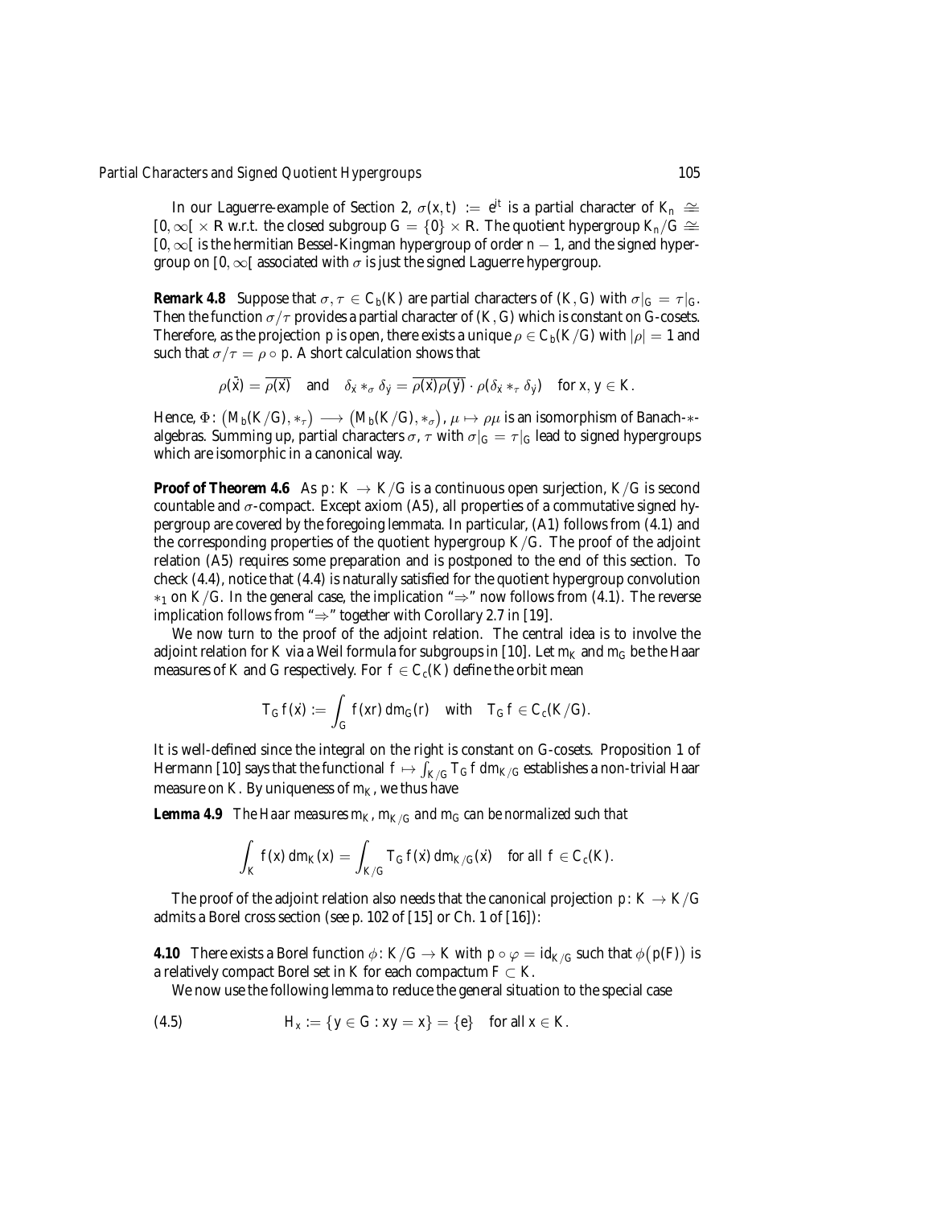In our Laguerre-example of Section 2, $\sigma(x,t) := e^{it}$ is a partial character of $K_n \cong [0,\infty[ \times \mathbb{R}$ w.r.t. the closed subgroup $G = \{0\} \times \mathbb{R}$. The quotient hypergroup $K_n/G \cong [0,\infty[$ is the hermitian Bessel-Kingman hypergroup of order $n-1$, and the signed hypergroup on $[0,\infty[$ associated with $\sigma$ is just the signed Laguerre hypergroup.

**Remark 4.8** Suppose that $\sigma, \tau \in C_b(K)$ are partial characters of $(K,G)$ with $\sigma|_G = \tau|_G$. Then the function $\sigma/\tau$ provides a partial character of $(K,G)$ which is constant on $G$-cosets. Therefore, as the projection $p$ is open, there exists a unique $\rho \in C_b(K/G)$ with $|\rho| = 1$ and such that $\sigma/\tau = \rho \circ p$. A short calculation shows that

$$\rho(\bar{\dot{x}}) = \overline{\rho(\dot{x})} \quad \text{and} \quad \delta_{\dot{x}} *_\sigma \delta_{\dot{y}} = \overline{\rho(\dot{x})\rho(\dot{y})} \cdot \rho(\delta_{\dot{x}} *_\tau \delta_{\dot{y}}) \quad \text{for } x,y \in K.$$

Hence, $\Phi\colon \big(M_b(K/G), *_\tau\big) \longrightarrow \big(M_b(K/G), *_\sigma\big)$, $\mu \mapsto \rho\mu$ is an isomorphism of Banach-$*$-algebras. Summing up, partial characters $\sigma, \tau$ with $\sigma|_G = \tau|_G$ lead to signed hypergroups which are isomorphic in a canonical way.

**Proof of Theorem 4.6** As $p\colon K \to K/G$ is a continuous open surjection, $K/G$ is second countable and $\sigma$-compact. Except axiom (A5), all properties of a commutative signed hypergroup are covered by the foregoing lemmata. In particular, (A1) follows from (4.1) and the corresponding properties of the quotient hypergroup $K/G$. The proof of the adjoint relation (A5) requires some preparation and is postponed to the end of this section. To check (4.4), notice that (4.4) is naturally satisfied for the quotient hypergroup convolution $*_1$ on $K/G$. In the general case, the implication "$\Rightarrow$" now follows from (4.1). The reverse implication follows from "$\Rightarrow$" together with Corollary 2.7 in [19].

We now turn to the proof of the adjoint relation. The central idea is to involve the adjoint relation for $K$ via a Weil formula for subgroups in [10]. Let $m_K$ and $m_G$ be the Haar measures of $K$ and $G$ respectively. For $f \in C_c(K)$ define the orbit mean

$$T_G f(\dot{x}) := \int_G f(xr)\, dm_G(r) \quad \text{with} \quad T_G f \in C_c(K/G).$$

It is well-defined since the integral on the right is constant on $G$-cosets. Proposition 1 of Hermann [10] says that the functional $f \mapsto \int_{K/G} T_G f\, dm_{K/G}$ establishes a non-trivial Haar measure on $K$. By uniqueness of $m_K$, we thus have

**Lemma 4.9** *The Haar measures $m_K$, $m_{K/G}$ and $m_G$ can be normalized such that*

$$\int_K f(x)\, dm_K(x) = \int_{K/G} T_G f(\dot{x})\, dm_{K/G}(\dot{x}) \quad \text{for all } f \in C_c(K).$$

The proof of the adjoint relation also needs that the canonical projection $p\colon K \to K/G$ admits a Borel cross section (see p. 102 of [15] or Ch. 1 of [16]):

**4.10** There exists a Borel function $\phi\colon K/G \to K$ with $p \circ \varphi = \mathrm{id}_{K/G}$ such that $\phi\big(p(F)\big)$ is a relatively compact Borel set in $K$ for each compactum $F \subset K$.

We now use the following lemma to reduce the general situation to the special case

$$H_x := \{y \in G : xy = x\} = \{e\} \quad \text{for all } x \in K. \tag{4.5}$$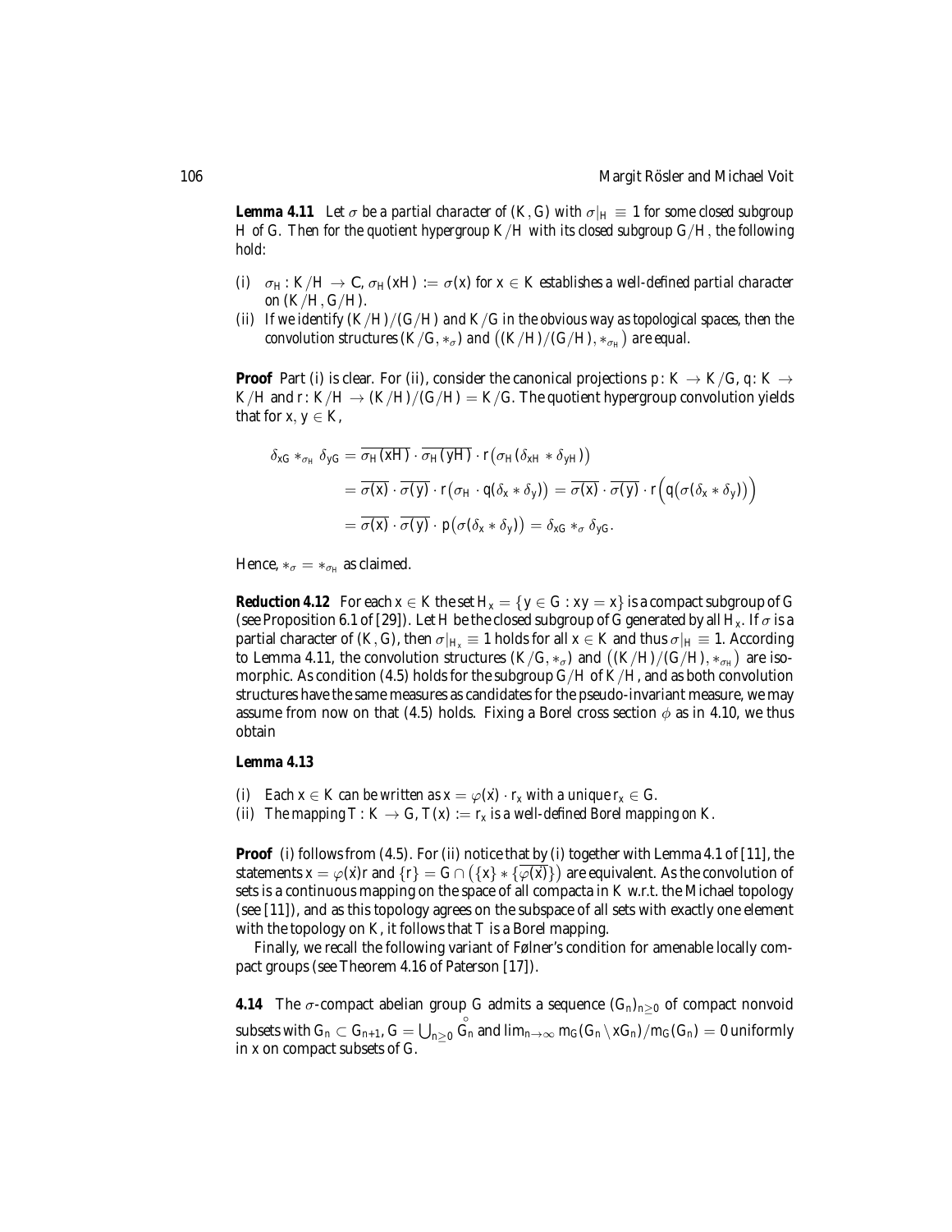**Lemma 4.11** *Let $\sigma$ be a partial character of $(K, G)$ with $\sigma|_H \equiv 1$ for some closed subgroup $H$ of $G$. Then for the quotient hypergroup $K/H$ with its closed subgroup $G/H$, the following hold:*

(i) *$\sigma_H : K/H \to \mathbb{C}$, $\sigma_H(xH) := \sigma(x)$ for $x \in K$ establishes a well-defined partial character on $(K/H, G/H)$.*

(ii) *If we identify $(K/H)/(G/H)$ and $K/G$ in the obvious way as topological spaces, then the convolution structures $(K/G, *_\sigma)$ and $\big((K/H)/(G/H), *_{\sigma_H}\big)$ are equal.*

**Proof** Part (i) is clear. For (ii), consider the canonical projections $p\colon K \to K/G$, $q\colon K \to K/H$ and $r\colon K/H \to (K/H)/(G/H) = K/G$. The quotient hypergroup convolution yields that for $x, y \in K$,

$$
\begin{aligned}
\delta_{xG} *_{\sigma_H} \delta_{yG} &= \overline{\sigma_H(xH)} \cdot \overline{\sigma_H(yH)} \cdot r\big(\sigma_H(\delta_{xH} * \delta_{yH})\big) \\
&= \overline{\sigma(x)} \cdot \overline{\sigma(y)} \cdot r\big(\sigma_H \cdot q(\delta_x * \delta_y)\big) = \overline{\sigma(x)} \cdot \overline{\sigma(y)} \cdot r\Big(q\big(\sigma(\delta_x * \delta_y)\big)\Big) \\
&= \overline{\sigma(x)} \cdot \overline{\sigma(y)} \cdot p\big(\sigma(\delta_x * \delta_y)\big) = \delta_{xG} *_\sigma \delta_{yG}.
\end{aligned}
$$

Hence, $*_\sigma = *_{\sigma_H}$ as claimed.

**Reduction 4.12** For each $x \in K$ the set $H_x = \{y \in G : xy = x\}$ is a compact subgroup of $G$ (see Proposition 6.1 of [29]). Let $H$ be the closed subgroup of $G$ generated by all $H_x$. If $\sigma$ is a partial character of $(K, G)$, then $\sigma|_{H_x} \equiv 1$ holds for all $x \in K$ and thus $\sigma|_H \equiv 1$. According to Lemma 4.11, the convolution structures $(K/G, *_\sigma)$ and $\big((K/H)/(G/H), *_{\sigma_H}\big)$ are isomorphic. As condition (4.5) holds for the subgroup $G/H$ of $K/H$, and as both convolution structures have the same measures as candidates for the pseudo-invariant measure, we may assume from now on that (4.5) holds. Fixing a Borel cross section $\phi$ as in 4.10, we thus obtain

**Lemma 4.13**

(i) *Each $x \in K$ can be written as $x = \varphi(\dot{x}) \cdot r_x$ with a unique $r_x \in G$.*

(ii) *The mapping $T : K \to G$, $T(x) := r_x$ is a well-defined Borel mapping on $K$.*

**Proof** (i) follows from (4.5). For (ii) notice that by (i) together with Lemma 4.1 of [11], the statements $x = \varphi(\dot{x})r$ and $\{r\} = G \cap \big(\{x\} * \{\overline{\varphi(\dot{x})}\}\big)$ are equivalent. As the convolution of sets is a continuous mapping on the space of all compacta in $K$ w.r.t. the Michael topology (see [11]), and as this topology agrees on the subspace of all sets with exactly one element with the topology on $K$, it follows that $T$ is a Borel mapping.

Finally, we recall the following variant of Følner's condition for amenable locally compact groups (see Theorem 4.16 of Paterson [17]).

**4.14** The $\sigma$-compact abelian group $G$ admits a sequence $(G_n)_{n\geq 0}$ of compact nonvoid subsets with $G_n \subset G_{n+1}$, $G = \bigcup_{n\geq 0} \overset{\circ}{G_n}$ and $\lim_{n\to\infty} m_G(G_n \setminus xG_n)/m_G(G_n) = 0$ uniformly in $x$ on compact subsets of $G$.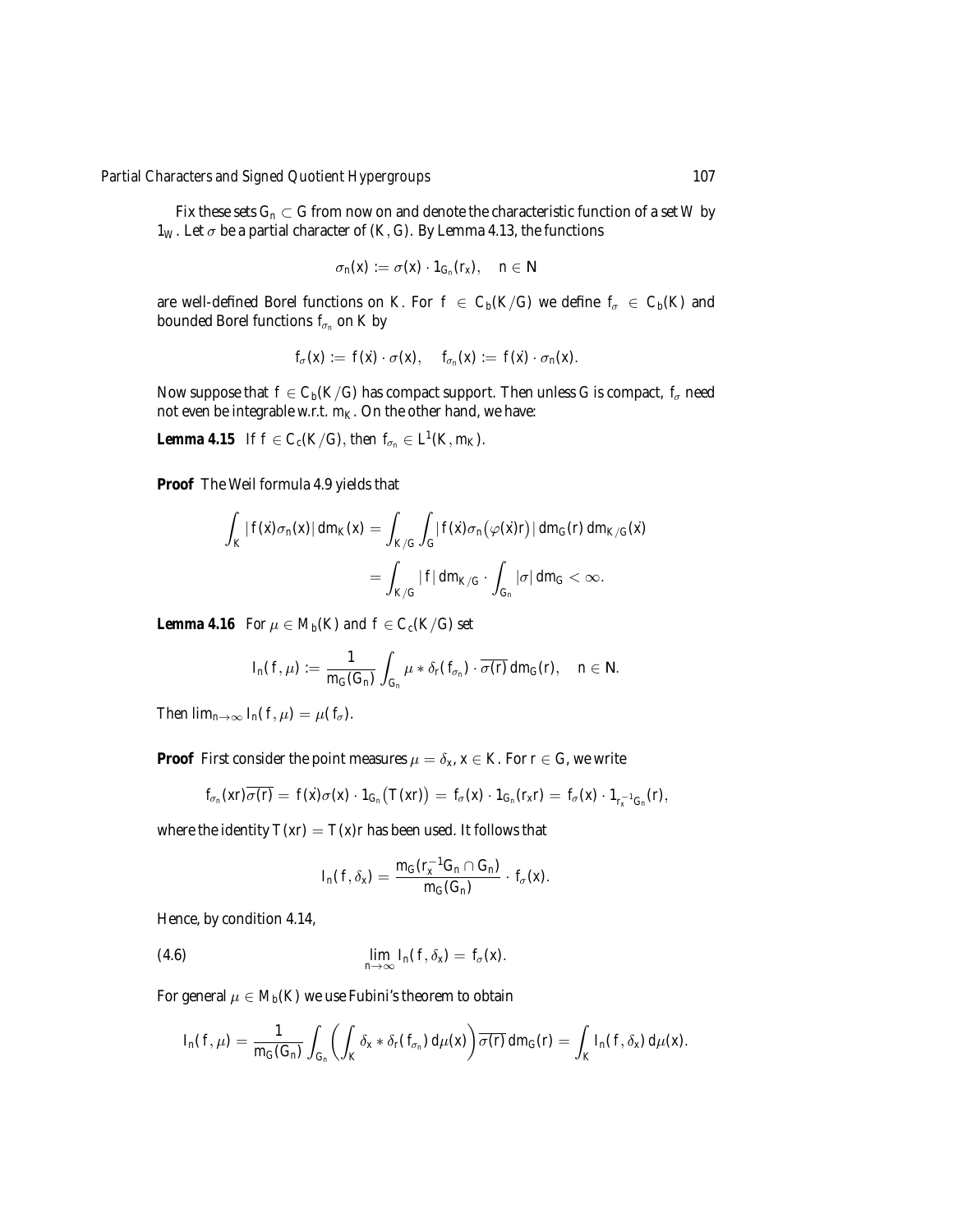Fix these sets $G_n \subset G$ from now on and denote the characteristic function of a set $W$ by $1_W$. Let $\sigma$ be a partial character of $(K, G)$. By Lemma 4.13, the functions

$$\sigma_n(x) := \sigma(x) \cdot 1_{G_n}(r_x), \quad n \in \mathbb{N}$$

are well-defined Borel functions on $K$. For $f \in C_b(K/G)$ we define $f_\sigma \in C_b(K)$ and bounded Borel functions $f_{\sigma_n}$ on $K$ by

$$f_\sigma(x) := f(\dot{x}) \cdot \sigma(x), \quad f_{\sigma_n}(x) := f(\dot{x}) \cdot \sigma_n(x).$$

Now suppose that $f \in C_b(K/G)$ has compact support. Then unless $G$ is compact, $f_\sigma$ need not even be integrable w.r.t. $m_K$. On the other hand, we have:

**Lemma 4.15** *If $f \in C_c(K/G)$, then $f_{\sigma_n} \in L^1(K, m_K)$.*

**Proof** The Weil formula 4.9 yields that

$$\begin{aligned}
\int_K |f(\dot{x})\sigma_n(x)| \, dm_K(x) &= \int_{K/G} \int_G |f(\dot{x})\sigma_n\big(\varphi(\dot{x})r\big)| \, dm_G(r) \, dm_{K/G}(\dot{x}) \\
&= \int_{K/G} |f| \, dm_{K/G} \cdot \int_{G_n} |\sigma| \, dm_G < \infty.
\end{aligned}$$

**Lemma 4.16** *For $\mu \in M_b(K)$ and $f \in C_c(K/G)$ set*

$$I_n(f, \mu) := \frac{1}{m_G(G_n)} \int_{G_n} \mu * \delta_r(f_{\sigma_n}) \cdot \overline{\sigma(r)} \, dm_G(r), \quad n \in \mathbb{N}.$$

*Then $\lim_{n\to\infty} I_n(f, \mu) = \mu(f_\sigma)$.*

**Proof** First consider the point measures $\mu = \delta_x$, $x \in K$. For $r \in G$, we write

$$f_{\sigma_n}(xr)\overline{\sigma(r)} = f(\dot{x})\sigma(x) \cdot 1_{G_n}\big(T(xr)\big) = f_\sigma(x) \cdot 1_{G_n}(r_x r) = f_\sigma(x) \cdot 1_{r_x^{-1}G_n}(r),$$

where the identity $T(xr) = T(x)r$ has been used. It follows that

$$I_n(f, \delta_x) = \frac{m_G(r_x^{-1}G_n \cap G_n)}{m_G(G_n)} \cdot f_\sigma(x).$$

Hence, by condition 4.14,

$$\lim_{n\to\infty} I_n(f, \delta_x) = f_\sigma(x). \tag{4.6}$$

For general $\mu \in M_b(K)$ we use Fubini's theorem to obtain

$$I_n(f, \mu) = \frac{1}{m_G(G_n)} \int_{G_n} \left( \int_K \delta_x * \delta_r(f_{\sigma_n}) \, d\mu(x) \right) \overline{\sigma(r)} \, dm_G(r) = \int_K I_n(f, \delta_x) \, d\mu(x).$$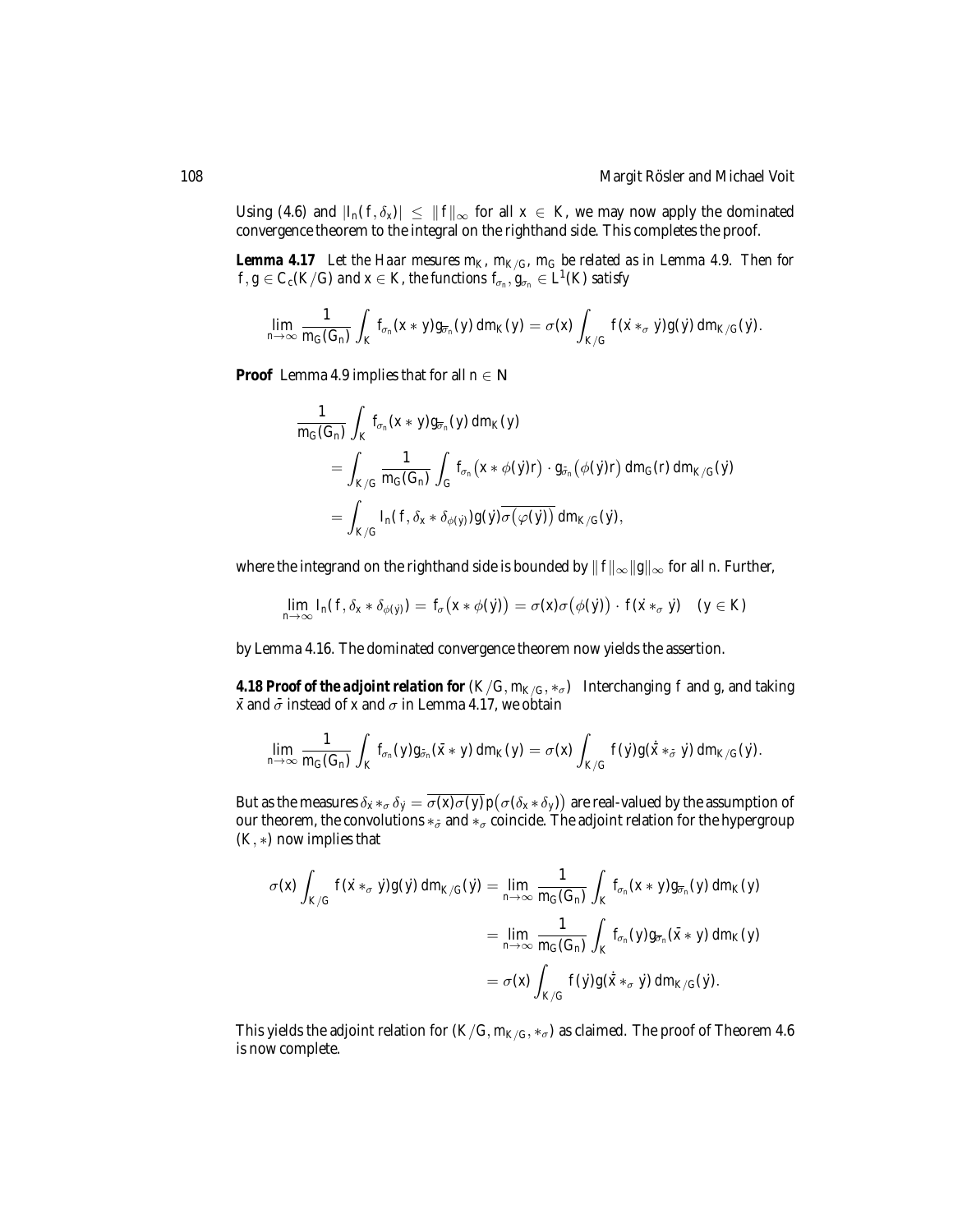Using (4.6) and $|I_n(f,\delta_x)| \le \|f\|_\infty$ for all $x \in K$, we may now apply the dominated convergence theorem to the integral on the righthand side. This completes the proof.

**Lemma 4.17** *Let the Haar mesures $m_K$, $m_{K/G}$, $m_G$ be related as in Lemma 4.9. Then for $f, g \in C_c(K/G)$ and $x \in K$, the functions $f_{\sigma_n}, g_{\sigma_n} \in L^1(K)$ satisfy*

$$\lim_{n\to\infty} \frac{1}{m_G(G_n)} \int_K f_{\sigma_n}(x * y) g_{\overline{\sigma}_n}(y)\, dm_K(y) = \sigma(x) \int_{K/G} f(\dot{x} *_\sigma \dot{y}) g(\dot{y})\, dm_{K/G}(\dot{y}).$$

**Proof** Lemma 4.9 implies that for all $n \in \mathbb{N}$

$$\begin{aligned}
&\frac{1}{m_G(G_n)} \int_K f_{\sigma_n}(x * y) g_{\overline{\sigma}_n}(y)\, dm_K(y) \\
&\qquad = \int_{K/G} \frac{1}{m_G(G_n)} \int_G f_{\sigma_n}\big(x * \phi(\dot{y})r\big) \cdot g_{\bar{\sigma}_n}\big(\phi(\dot{y})r\big)\, dm_G(r)\, dm_{K/G}(\dot{y}) \\
&\qquad = \int_{K/G} I_n(f, \delta_x * \delta_{\phi(\dot{y})}) g(\dot{y}) \overline{\sigma\big(\varphi(\dot{y})\big)}\, dm_{K/G}(\dot{y}),
\end{aligned}$$

where the integrand on the righthand side is bounded by $\|f\|_\infty \|g\|_\infty$ for all $n$. Further,

$$\lim_{n\to\infty} I_n(f, \delta_x * \delta_{\phi(\dot{y})}) = f_\sigma\big(x * \phi(\dot{y})\big) = \sigma(x)\sigma\big(\phi(\dot{y})\big) \cdot f(\dot{x} *_\sigma \dot{y}) \quad (y \in K)$$

by Lemma 4.16. The dominated convergence theorem now yields the assertion.

**4.18 Proof of the adjoint relation for $(K/G, m_{K/G}, *_\sigma)$** Interchanging $f$ and $g$, and taking $\bar{x}$ and $\bar{\sigma}$ instead of $x$ and $\sigma$ in Lemma 4.17, we obtain

$$\lim_{n\to\infty} \frac{1}{m_G(G_n)} \int_K f_{\sigma_n}(y) g_{\bar{\sigma}_n}(\bar{x} * y)\, dm_K(y) = \sigma(x) \int_{K/G} f(\dot{y}) g(\dot{\bar{x}} *_{\bar{\sigma}} \dot{y})\, dm_{K/G}(\dot{y}).$$

But as the measures $\delta_{\dot{x}} *_\sigma \delta_{\dot{y}} = \overline{\sigma(x)\sigma(y)}\, p\big(\sigma(\delta_x * \delta_y)\big)$ are real-valued by the assumption of our theorem, the convolutions $*_{\bar{\sigma}}$ and $*_\sigma$ coincide. The adjoint relation for the hypergroup $(K, *)$ now implies that

$$\begin{aligned}
\sigma(x) \int_{K/G} f(\dot{x} *_\sigma \dot{y}) g(\dot{y})\, dm_{K/G}(\dot{y}) &= \lim_{n\to\infty} \frac{1}{m_G(G_n)} \int_K f_{\sigma_n}(x * y) g_{\overline{\sigma}_n}(y)\, dm_K(y) \\
&= \lim_{n\to\infty} \frac{1}{m_G(G_n)} \int_K f_{\sigma_n}(y) g_{\overline{\sigma}_n}(\bar{x} * y)\, dm_K(y) \\
&= \sigma(x) \int_{K/G} f(\dot{y}) g(\dot{\bar{x}} *_\sigma \dot{y})\, dm_{K/G}(\dot{y}).
\end{aligned}$$

This yields the adjoint relation for $(K/G, m_{K/G}, *_\sigma)$ as claimed. The proof of Theorem 4.6 is now complete.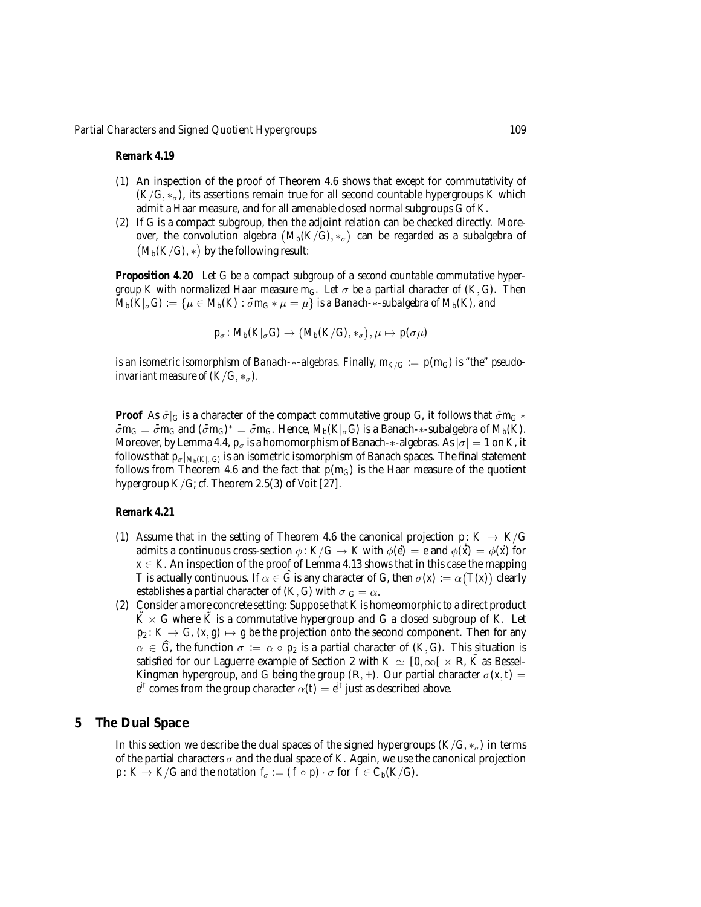**Remark 4.19**

(1) An inspection of the proof of Theorem 4.6 shows that except for commutativity of $(K/G, *_\sigma)$, its assertions remain true for all second countable hypergroups $K$ which admit a Haar measure, and for all amenable closed normal subgroups $G$ of $K$.

(2) If $G$ is a compact subgroup, then the adjoint relation can be checked directly. Moreover, the convolution algebra $\big(M_b(K/G), *_\sigma\big)$ can be regarded as a subalgebra of $\big(M_b(K/G), *\big)$ by the following result:

**Proposition 4.20** *Let $G$ be a compact subgroup of a second countable commutative hypergroup $K$ with normalized Haar measure $m_G$. Let $\sigma$ be a partial character of $(K, G)$. Then $M_b(K|_\sigma G) := \{\mu \in M_b(K) : \bar{\sigma} m_G * \mu = \mu\}$ is a Banach-$*$-subalgebra of $M_b(K)$, and*

$$p_\sigma : M_b(K|_\sigma G) \to \big(M_b(K/G), *_\sigma\big), \mu \mapsto p(\sigma\mu)$$

*is an isometric isomorphism of Banach-$*$-algebras. Finally, $m_{K/G} := p(m_G)$ is "the" pseudo-invariant measure of $(K/G, *_\sigma)$.*

**Proof** As $\bar{\sigma}|_G$ is a character of the compact commutative group $G$, it follows that $\bar{\sigma} m_G * \bar{\sigma} m_G = \bar{\sigma} m_G$ and $(\bar{\sigma} m_G)^* = \bar{\sigma} m_G$. Hence, $M_b(K|_\sigma G)$ is a Banach-$*$-subalgebra of $M_b(K)$. Moreover, by Lemma 4.4, $p_\sigma$ is a homomorphism of Banach-$*$-algebras. As $|\sigma| = 1$ on $K$, it follows that $p_\sigma|_{M_b(K|_\sigma G)}$ is an isometric isomorphism of Banach spaces. The final statement follows from Theorem 4.6 and the fact that $p(m_G)$ is the Haar measure of the quotient hypergroup $K/G$; cf. Theorem 2.5(3) of Voit [27].

**Remark 4.21**

(1) Assume that in the setting of Theorem 4.6 the canonical projection $p : K \to K/G$ admits a continuous cross-section $\phi : K/G \to K$ with $\phi(\dot{e}) = e$ and $\phi(\dot{\bar{x}}) = \overline{\phi(\dot{x})}$ for $x \in K$. An inspection of the proof of Lemma 4.13 shows that in this case the mapping $T$ is actually continuous. If $\alpha \in \hat{G}$ is any character of $G$, then $\sigma(x) := \alpha\big(T(x)\big)$ clearly establishes a partial character of $(K, G)$ with $\sigma|_G = \alpha$.

(2) Consider a more concrete setting: Suppose that $K$ is homeomorphic to a direct product $\tilde{K} \times G$ where $\tilde{K}$ is a commutative hypergroup and $G$ a closed subgroup of $K$. Let $p_2 : K \to G$, $(x, g) \mapsto g$ be the projection onto the second component. Then for any $\alpha \in \widehat{G}$, the function $\sigma := \alpha \circ p_2$ is a partial character of $(K, G)$. This situation is satisfied for our Laguerre example of Section 2 with $K \simeq [0, \infty[ \times \mathbb{R}$, $\tilde{K}$ as Bessel-Kingman hypergroup, and $G$ being the group $(\mathbb{R}, +)$. Our partial character $\sigma(x, t) = e^{it}$ comes from the group character $\alpha(t) = e^{it}$ just as described above.

## 5 The Dual Space

In this section we describe the dual spaces of the signed hypergroups $(K/G, *_\sigma)$ in terms of the partial characters $\sigma$ and the dual space of $K$. Again, we use the canonical projection $p : K \to K/G$ and the notation $f_\sigma := (f \circ p) \cdot \sigma$ for $f \in C_b(K/G)$.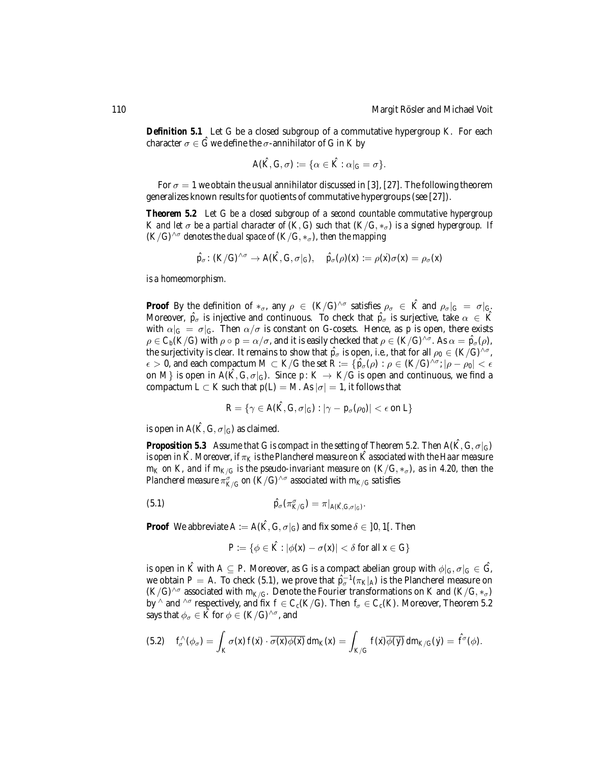**Definition 5.1** Let $G$ be a closed subgroup of a commutative hypergroup $K$. For each character $\sigma \in \hat{G}$ we define the $\sigma$-annihilator of $G$ in $K$ by

$$A(\hat{K}, G, \sigma) := \{\alpha \in \hat{K} : \alpha|_G = \sigma\}.$$

For $\sigma = 1$ we obtain the usual annihilator discussed in [3], [27]. The following theorem generalizes known results for quotients of commutative hypergroups (see [27]).

**Theorem 5.2** *Let $G$ be a closed subgroup of a second countable commutative hypergroup $K$ and let $\sigma$ be a partial character of $(K, G)$ such that $(K/G, *_\sigma)$ is a signed hypergroup. If $(K/G)^{\wedge\sigma}$ denotes the dual space of $(K/G, *_\sigma)$, then the mapping*

$$\hat{p}_\sigma : (K/G)^{\wedge\sigma} \to A(\hat{K}, G, \sigma|_G), \quad \hat{p}_\sigma(\rho)(x) := \rho(\dot{x})\sigma(x) = \rho_\sigma(x)$$

*is a homeomorphism.*

**Proof** By the definition of $*_\sigma$, any $\rho \in (K/G)^{\wedge\sigma}$ satisfies $\rho_\sigma \in \hat{K}$ and $\rho_\sigma|_G = \sigma|_G$. Moreover, $\hat{p}_\sigma$ is injective and continuous. To check that $\hat{p}_\sigma$ is surjective, take $\alpha \in \hat{K}$ with $\alpha|_G = \sigma|_G$. Then $\alpha/\sigma$ is constant on $G$-cosets. Hence, as $p$ is open, there exists $\rho \in C_b(K/G)$ with $\rho \circ p = \alpha/\sigma$, and it is easily checked that $\rho \in (K/G)^{\wedge\sigma}$. As $\alpha = \hat{p}_\sigma(\rho)$, the surjectivity is clear. It remains to show that $\hat{p}_\sigma$ is open, i.e., that for all $\rho_0 \in (K/G)^{\wedge\sigma}$, $\epsilon > 0$, and each compactum $M \subset K/G$ the set $R := \{\hat{p}_\sigma(\rho) : \rho \in (K/G)^{\wedge\sigma}; |\rho - \rho_0| < \epsilon$ on $M\}$ is open in $A(\hat{K}, G, \sigma|_G)$. Since $p: K \to K/G$ is open and continuous, we find a compactum $L \subset K$ such that $p(L) = M$. As $|\sigma| = 1$, it follows that

$$R = \{\gamma \in A(\hat{K}, G, \sigma|_G) : |\gamma - p_\sigma(\rho_0)| < \epsilon \text{ on } L\}$$

is open in $A(\hat{K}, G, \sigma|_G)$ as claimed.

**Proposition 5.3** *Assume that $G$ is compact in the setting of Theorem 5.2. Then $A(\hat{K}, G, \sigma|_G)$ is open in $\hat{K}$. Moreover, if $\pi_K$ is the Plancherel measure on $\hat{K}$ associated with the Haar measure $m_K$ on $K$, and if $m_{K/G}$ is the pseudo-invariant measure on $(K/G, *_\sigma)$, as in 4.20, then the Plancherel measure $\pi^\sigma_{K/G}$ on $(K/G)^{\wedge\sigma}$ associated with $m_{K/G}$ satisfies*

$$\hat{p}_\sigma(\pi^\sigma_{K/G}) = \pi|_{A(\hat{K}, G, \sigma|_G)}. \tag{5.1}$$

**Proof** We abbreviate $A := A(\hat{K}, G, \sigma|_G)$ and fix some $\delta \in ]0, 1[$. Then

$$P := \{\phi \in \hat{K} : |\phi(x) - \sigma(x)| < \delta \text{ for all } x \in G\}$$

is open in $\hat{K}$ with $A \subseteq P$. Moreover, as $G$ is a compact abelian group with $\phi|_G, \sigma|_G \in \hat{G}$, we obtain $P = A$. To check (5.1), we prove that $\hat{p}_\sigma^{-1}(\pi_K|_A)$ is the Plancherel measure on $(K/G)^{\wedge\sigma}$ associated with $m_{K/G}$. Denote the Fourier transformations on $K$ and $(K/G, *_\sigma)$ by $^\wedge$ and $^{\wedge\sigma}$ respectively, and fix $f \in C_c(K/G)$. Then $f_\sigma \in C_c(K)$. Moreover, Theorem 5.2 says that $\phi_\sigma \in \hat{K}$ for $\phi \in (K/G)^{\wedge\sigma}$, and

$$f_\sigma^\wedge(\phi_\sigma) = \int_K \sigma(x)\, f(\dot{x}) \cdot \overline{\sigma(x)\phi(\dot{x})}\, dm_K(x) = \int_{K/G} f(\dot{x})\overline{\phi(\dot{y})}\, dm_{K/G}(\dot{y}) = \hat{f}^\sigma(\phi). \tag{5.2}$$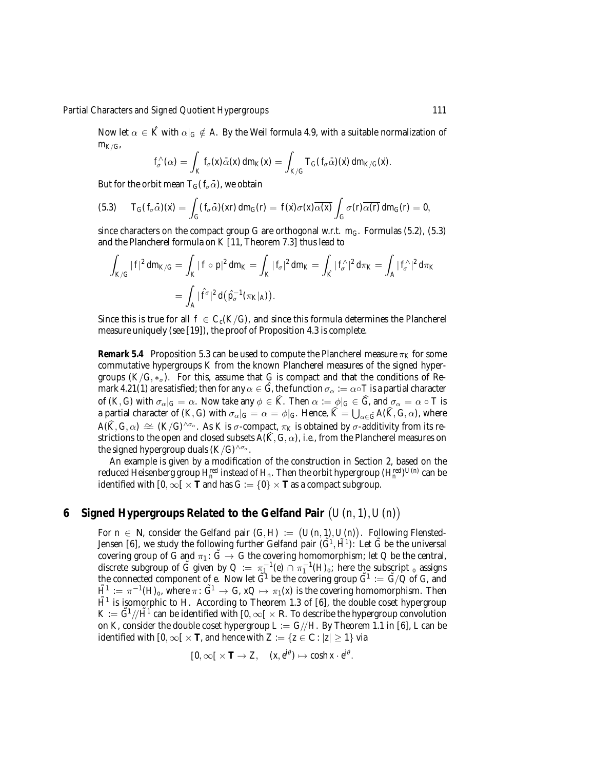Now let $\alpha \in \hat{K}$ with $\alpha|_G \notin A$. By the Weil formula 4.9, with a suitable normalization of $m_{K/G}$,

$$f_\sigma^\wedge(\alpha) = \int_K f_\sigma(x)\bar{\alpha}(x)\, dm_K(x) = \int_{K/G} T_G(f_\sigma\bar{\alpha})(\dot{x})\, dm_{K/G}(\dot{x}).$$

But for the orbit mean $T_G(f_\sigma\bar{\alpha})$, we obtain

$$(5.3) \qquad T_G(f_\sigma\bar{\alpha})(\dot{x}) = \int_G (f_\sigma\bar{\alpha})(xr)\, dm_G(r) = f(\dot{x})\sigma(x)\overline{\alpha(x)} \int_G \sigma(r)\overline{\alpha(r)}\, dm_G(r) = 0,$$

since characters on the compact group $G$ are orthogonal w.r.t. $m_G$. Formulas (5.2), (5.3) and the Plancherel formula on $K$ [11, Theorem 7.3] thus lead to

$$\begin{aligned}\int_{K/G} |f|^2\, dm_{K/G} &= \int_K |f \circ p|^2\, dm_K = \int_K |f_\sigma|^2\, dm_K = \int_{\hat{K}} |f_\sigma^\wedge|^2\, d\pi_K = \int_A |f_\sigma^\wedge|^2\, d\pi_K \\ &= \int_A |\hat{f}^\sigma|^2\, d\big(\hat{p}_\sigma^{-1}(\pi_K|_A)\big).\end{aligned}$$

Since this is true for all $f \in C_c(K/G)$, and since this formula determines the Plancherel measure uniquely (see [19]), the proof of Proposition 4.3 is complete.

***Remark 5.4*** Proposition 5.3 can be used to compute the Plancherel measure $\pi_K$ for some commutative hypergroups $K$ from the known Plancherel measures of the signed hypergroups $(K/G, *_\sigma)$. For this, assume that $G$ is compact and that the conditions of Remark 4.21(1) are satisfied; then for any $\alpha \in \hat{G}$, the function $\sigma_\alpha := \alpha \circ T$ is a partial character of $(K, G)$ with $\sigma_\alpha|_G = \alpha$. Now take any $\phi \in \widehat{K}$. Then $\alpha := \phi|_G \in \widehat{G}$, and $\sigma_\alpha = \alpha \circ T$ is a partial character of $(K, G)$ with $\sigma_\alpha|_G = \alpha = \phi|_G$. Hence, $\widehat{K} = \bigcup_{\alpha\in\hat{G}} A(\widehat{K}, G, \alpha)$, where $A(\widehat{K}, G, \alpha) \cong (K/G)^{\wedge\sigma_\alpha}$. As $K$ is $\sigma$-compact, $\pi_K$ is obtained by $\sigma$-additivity from its restrictions to the open and closed subsets $A(\widehat{K}, G, \alpha)$, i.e., from the Plancherel measures on the signed hypergroup duals $(K/G)^{\wedge\sigma_\alpha}$.

An example is given by a modification of the construction in Section 2, based on the reduced Heisenberg group $H_n^{red}$ instead of $H_n$. Then the orbit hypergroup $(H_n^{red})^{U(n)}$ can be identified with $[0, \infty[ \times \mathbf{T}$ and has $G := \{0\} \times \mathbf{T}$ as a compact subgroup.

## 6 Signed Hypergroups Related to the Gelfand Pair $\big(U(n, 1), U(n)\big)$

For $n \in \mathbb{N}$, consider the Gelfand pair $(G, H) := \big(U(n, 1), U(n)\big)$. Following Flensted-Jensen [6], we study the following further Gelfand pair $(\tilde{G}^1, \tilde{H}^1)$: Let $\tilde{G}$ be the universal covering group of $G$ and $\pi_1 : \tilde{G} \to G$ the covering homomorphism; let $Q$ be the central, discrete subgroup of $\tilde{G}$ given by $Q := \pi_1^{-1}(e) \cap \pi_1^{-1}(H)_o$; here the subscript $_o$ assigns the connected component of $e$. Now let $\tilde{G}^1$ be the covering group $\tilde{G}^1 := \tilde{G}/Q$ of $G$, and $\tilde{H}^1 := \pi^{-1}(H)_o$, where $\pi : \tilde{G}^1 \to G$, $xQ \mapsto \pi_1(x)$ is the covering homomorphism. Then $\tilde{H}^1$ is isomorphic to $H$. According to Theorem 1.3 of [6], the double coset hypergroup $K := \tilde{G}^1 // \tilde{H}^1$ can be identified with $[0, \infty[ \times \mathbb{R}$. To describe the hypergroup convolution on $K$, consider the double coset hypergroup $L := G//H$. By Theorem 1.1 in [6], $L$ can be identified with $[0, \infty[ \times \mathbf{T}$, and hence with $Z := \{z \in \mathbb{C} : |z| \geq 1\}$ via

$$[0, \infty[ \times \mathbf{T} \to Z, \quad (x, e^{i\theta}) \mapsto \cosh x \cdot e^{i\theta}.$$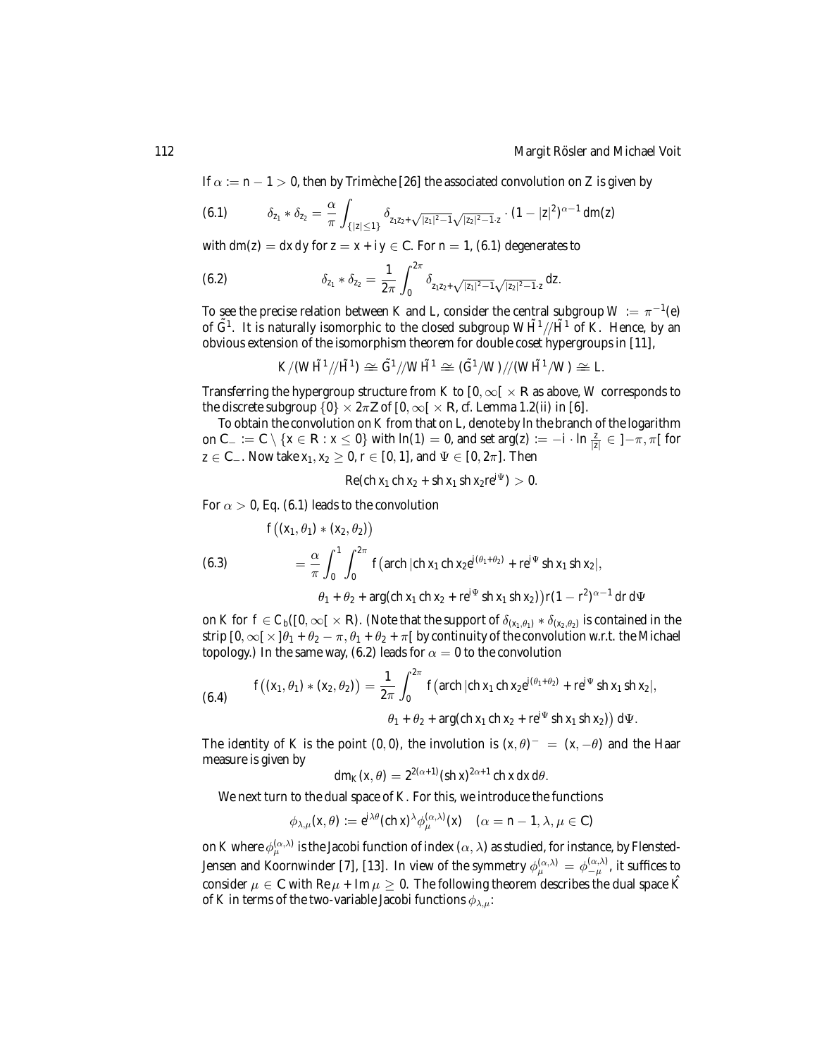If $\alpha := n-1 > 0$, then by Trimèche [26] the associated convolution on $Z$ is given by

$$\delta_{z_1} * \delta_{z_2} = \frac{\alpha}{\pi} \int_{\{|z|\leq 1\}} \delta_{z_1 z_2 + \sqrt{|z_1|^2-1}\sqrt{|z_2|^2-1}\cdot z} \cdot (1-|z|^2)^{\alpha-1}\, dm(z) \tag{6.1}$$

with $dm(z) = dx\, dy$ for $z = x + iy \in \mathbb{C}$. For $n = 1$, (6.1) degenerates to

$$\delta_{z_1} * \delta_{z_2} = \frac{1}{2\pi} \int_0^{2\pi} \delta_{z_1 z_2 + \sqrt{|z_1|^2-1}\sqrt{|z_2|^2-1}\cdot z}\, dz. \tag{6.2}$$

To see the precise relation between $K$ and $L$, consider the central subgroup $W := \pi^{-1}(e)$ of $\tilde{G}^1$. It is naturally isomorphic to the closed subgroup $W\tilde{H}^1//\tilde{H}^1$ of $K$. Hence, by an obvious extension of the isomorphism theorem for double coset hypergroups in [11],

$$K/(W\tilde{H}^1//\tilde{H}^1) \cong \tilde{G}^1//W\tilde{H}^1 \cong (\tilde{G}^1/W)//(W\tilde{H}^1/W) \cong L.$$

Transferring the hypergroup structure from $K$ to $[0,\infty[\, \times \mathbb{R}$ as above, $W$ corresponds to the discrete subgroup $\{0\} \times 2\pi\mathbb{Z}$ of $[0,\infty[\, \times \mathbb{R}$, cf. Lemma 1.2(ii) in [6].

To obtain the convolution on $K$ from that on $L$, denote by $\ln$ the branch of the logarithm on $\mathbb{C}_- := \mathbb{C} \setminus \{x \in \mathbb{R} : x \leq 0\}$ with $\ln(1) = 0$, and set $\arg(z) := -i \cdot \ln \frac{z}{|z|} \in\, ]-\pi,\pi[$ for $z \in \mathbb{C}_-$. Now take $x_1, x_2 \geq 0$, $r \in [0,1]$, and $\Psi \in [0, 2\pi]$. Then

$$\mathrm{Re}(\mathrm{ch}\, x_1\, \mathrm{ch}\, x_2 + \mathrm{sh}\, x_1\, \mathrm{sh}\, x_2 r e^{i\Psi}) > 0.$$

For $\alpha > 0$, Eq. (6.1) leads to the convolution

$$\begin{aligned} & f\big((x_1,\theta_1) * (x_2,\theta_2)\big) \\ &= \frac{\alpha}{\pi} \int_0^1 \int_0^{2\pi} f\big(\mathrm{arch}\, |\mathrm{ch}\, x_1\, \mathrm{ch}\, x_2 e^{i(\theta_1+\theta_2)} + r e^{i\Psi}\, \mathrm{sh}\, x_1\, \mathrm{sh}\, x_2|, \\ &\qquad \theta_1 + \theta_2 + \arg(\mathrm{ch}\, x_1\, \mathrm{ch}\, x_2 + r e^{i\Psi}\, \mathrm{sh}\, x_1\, \mathrm{sh}\, x_2)\big) r(1-r^2)^{\alpha-1}\, dr\, d\Psi \end{aligned} \tag{6.3}$$

on $K$ for $f \in C_b([0,\infty[\, \times \mathbb{R})$. (Note that the support of $\delta_{(x_1,\theta_1)} * \delta_{(x_2,\theta_2)}$ is contained in the strip $[0,\infty[\, \times\, ]\theta_1+\theta_2-\pi, \theta_1+\theta_2+\pi[$ by continuity of the convolution w.r.t. the Michael topology.) In the same way, (6.2) leads for $\alpha = 0$ to the convolution

$$\begin{aligned} f\big((x_1,\theta_1) * (x_2,\theta_2)\big) &= \frac{1}{2\pi} \int_0^{2\pi} f\big(\mathrm{arch}\, |\mathrm{ch}\, x_1\, \mathrm{ch}\, x_2 e^{i(\theta_1+\theta_2)} + r e^{i\Psi}\, \mathrm{sh}\, x_1\, \mathrm{sh}\, x_2|, \\ &\qquad \theta_1 + \theta_2 + \arg(\mathrm{ch}\, x_1\, \mathrm{ch}\, x_2 + r e^{i\Psi}\, \mathrm{sh}\, x_1\, \mathrm{sh}\, x_2)\big)\, d\Psi. \end{aligned} \tag{6.4}$$

The identity of $K$ is the point $(0,0)$, the involution is $(x,\theta)^- = (x,-\theta)$ and the Haar measure is given by

$$dm_K(x,\theta) = 2^{2(\alpha+1)} (\mathrm{sh}\, x)^{2\alpha+1}\, \mathrm{ch}\, x\, dx\, d\theta.$$

We next turn to the dual space of $K$. For this, we introduce the functions

$$\phi_{\lambda,\mu}(x,\theta) := e^{i\lambda\theta} (\mathrm{ch}\, x)^{\lambda} \phi_\mu^{(\alpha,\lambda)}(x) \quad (\alpha = n-1,\ \lambda,\mu \in \mathbb{C})$$

on $K$ where $\phi_\mu^{(\alpha,\lambda)}$ is the Jacobi function of index $(\alpha,\lambda)$ as studied, for instance, by Flensted-Jensen and Koornwinder [7], [13]. In view of the symmetry $\phi_\mu^{(\alpha,\lambda)} = \phi_{-\mu}^{(\alpha,\lambda)}$, it suffices to consider $\mu \in \mathbb{C}$ with $\mathrm{Re}\,\mu + \mathrm{Im}\,\mu \geq 0$. The following theorem describes the dual space $\hat{K}$ of $K$ in terms of the two-variable Jacobi functions $\phi_{\lambda,\mu}$: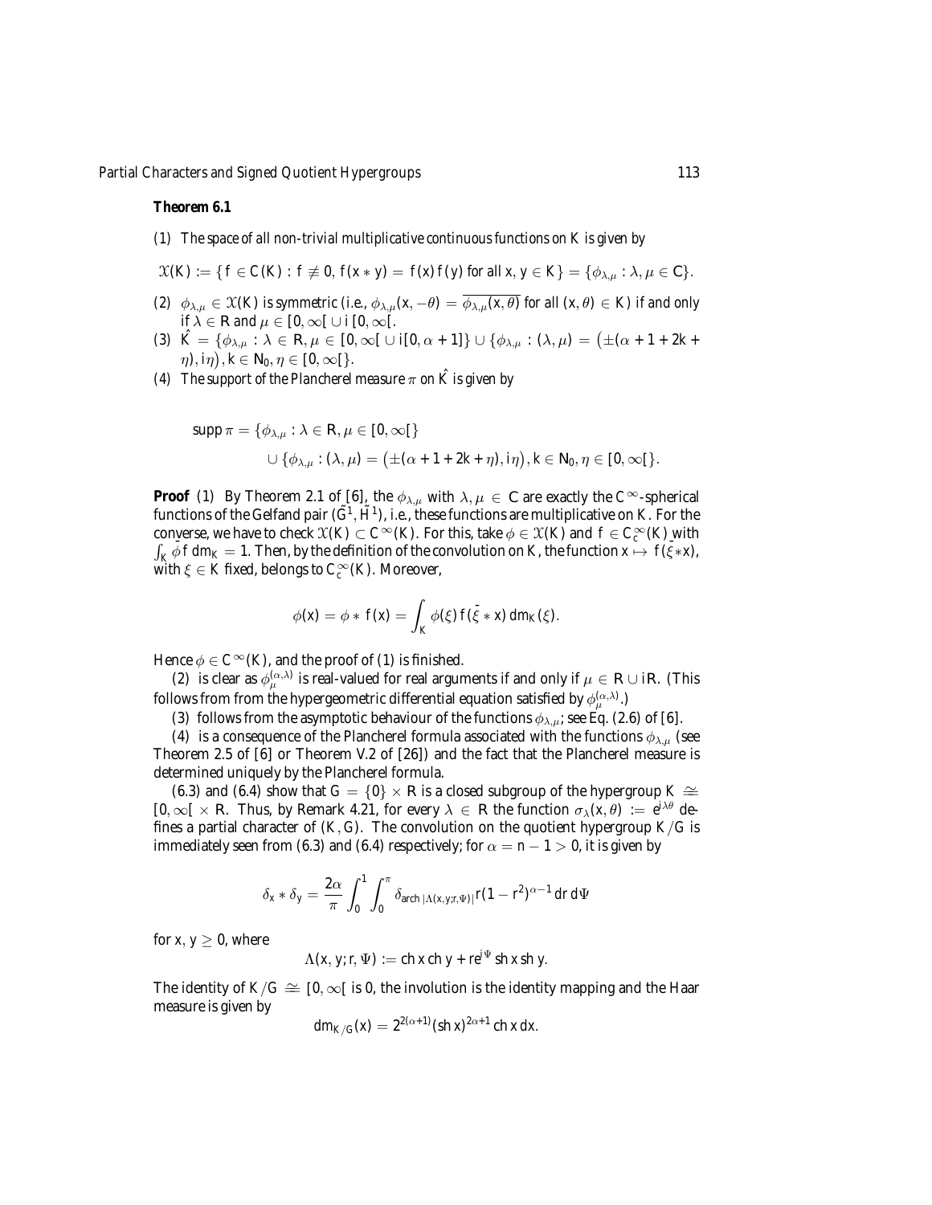**Theorem 6.1**

(1) *The space of all non-trivial multiplicative continuous functions on K is given by*

$$\mathcal{X}(K) := \{ f \in C(K) : f \not\equiv 0,\, f(x * y) = f(x) f(y) \text{ for all } x, y \in K \} = \{\phi_{\lambda,\mu} : \lambda, \mu \in \mathbb{C}\}.$$

(2) $\phi_{\lambda,\mu} \in \mathcal{X}(K)$ *is symmetric (i.e.,* $\phi_{\lambda,\mu}(x, -\theta) = \overline{\phi_{\lambda,\mu}(x,\theta)}$ *for all* $(x,\theta) \in K$*) if and only if* $\lambda \in \mathbb{R}$ *and* $\mu \in [0,\infty[ \,\cup\, i\,[0,\infty[$.

(3) $\hat{K} = \{\phi_{\lambda,\mu} : \lambda \in \mathbb{R}, \mu \in [0,\infty[ \,\cup\, i[0,\alpha+1]\} \cup \{\phi_{\lambda,\mu} : (\lambda,\mu) = \big(\pm(\alpha+1+2k+\eta), i\eta\big), k \in \mathbb{N}_0, \eta \in [0,\infty[\}$.

(4) *The support of the Plancherel measure* $\pi$ *on* $\hat{K}$ *is given by*

$$\begin{aligned} \operatorname{supp} \pi = \{&\phi_{\lambda,\mu} : \lambda \in \mathbb{R}, \mu \in [0,\infty[\} \\ &\cup \{\phi_{\lambda,\mu} : (\lambda,\mu) = \big(\pm(\alpha+1+2k+\eta), i\eta\big), k \in \mathbb{N}_0, \eta \in [0,\infty[\}. \end{aligned}$$

**Proof** (1) By Theorem 2.1 of [6], the $\phi_{\lambda,\mu}$ with $\lambda,\mu \in \mathbb{C}$ are exactly the $C^\infty$-spherical functions of the Gelfand pair $(\tilde{G}^1, \tilde{H}^1)$, i.e., these functions are multiplicative on $K$. For the converse, we have to check $\mathcal{X}(K) \subset C^\infty(K)$. For this, take $\phi \in \mathcal{X}(K)$ and $f \in C_c^\infty(K)$ with $\int_K \bar{\phi} f \, dm_K = 1$. Then, by the definition of the convolution on $K$, the function $x \mapsto f(\bar{\xi} * x)$, with $\xi \in K$ fixed, belongs to $C_c^\infty(K)$. Moreover,

$$\phi(x) = \phi * f(x) = \int_K \phi(\xi) f(\bar{\xi} * x)\, dm_K(\xi).$$

Hence $\phi \in C^\infty(K)$, and the proof of (1) is finished.

(2) is clear as $\phi_\mu^{(\alpha,\lambda)}$ is real-valued for real arguments if and only if $\mu \in \mathbb{R} \cup i\mathbb{R}$. (This follows from from the hypergeometric differential equation satisfied by $\phi_\mu^{(\alpha,\lambda)}$.)

(3) follows from the asymptotic behaviour of the functions $\phi_{\lambda,\mu}$; see Eq. (2.6) of [6].

(4) is a consequence of the Plancherel formula associated with the functions $\phi_{\lambda,\mu}$ (see Theorem 2.5 of [6] or Theorem V.2 of [26]) and the fact that the Plancherel measure is determined uniquely by the Plancherel formula.

(6.3) and (6.4) show that $G = \{0\} \times \mathbb{R}$ is a closed subgroup of the hypergroup $K \cong [0,\infty[ \times \mathbb{R}$. Thus, by Remark 4.21, for every $\lambda \in \mathbb{R}$ the function $\sigma_\lambda(x,\theta) := e^{i\lambda\theta}$ defines a partial character of $(K, G)$. The convolution on the quotient hypergroup $K/G$ is immediately seen from (6.3) and (6.4) respectively; for $\alpha = n-1 > 0$, it is given by

$$\delta_x * \delta_y = \frac{2\alpha}{\pi} \int_0^1 \int_0^\pi \delta_{\operatorname{arch} |\Lambda(x,y;r,\Psi)|} r(1-r^2)^{\alpha-1}\, dr\, d\Psi$$

for $x, y \geq 0$, where

$$\Lambda(x,y;r,\Psi) := \operatorname{ch} x \operatorname{ch} y + re^{i\Psi} \operatorname{sh} x \operatorname{sh} y.$$

The identity of $K/G \cong [0,\infty[$ is 0, the involution is the identity mapping and the Haar measure is given by

$$dm_{K/G}(x) = 2^{2(\alpha+1)} (\operatorname{sh} x)^{2\alpha+1} \operatorname{ch} x \, dx.$$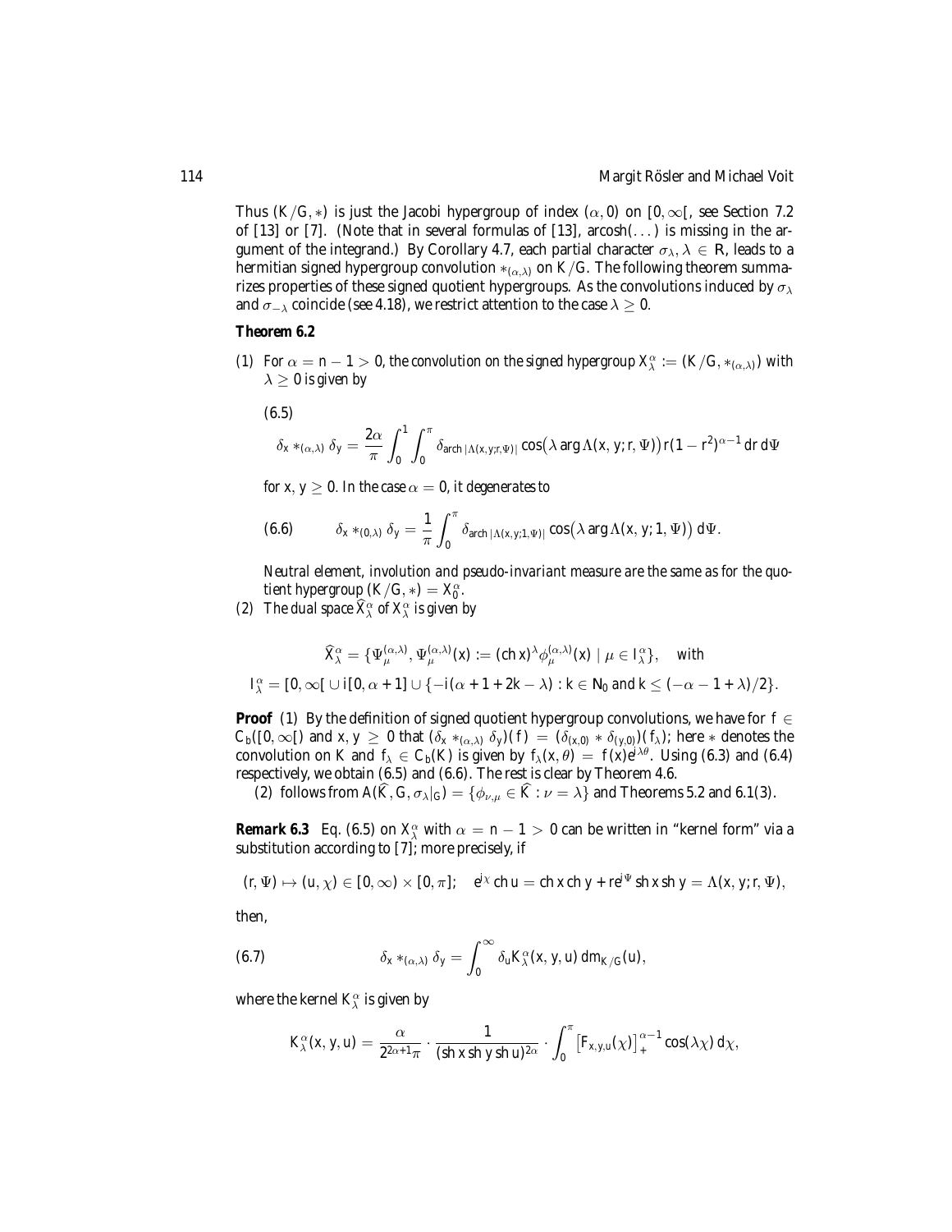Thus $(K/G, *)$ is just the Jacobi hypergroup of index $(\alpha, 0)$ on $[0,\infty[$, see Section 7.2 of [13] or [7]. (Note that in several formulas of [13], arcosh$(\dots)$ is missing in the argument of the integrand.) By Corollary 4.7, each partial character $\sigma_\lambda$, $\lambda \in \mathbb{R}$, leads to a hermitian signed hypergroup convolution $*_{(\alpha,\lambda)}$ on $K/G$. The following theorem summarizes properties of these signed quotient hypergroups. As the convolutions induced by $\sigma_\lambda$ and $\sigma_{-\lambda}$ coincide (see 4.18), we restrict attention to the case $\lambda \geq 0$.

**Theorem 6.2**

(1) *For $\alpha = n-1 > 0$, the convolution on the signed hypergroup $X_\lambda^\alpha := (K/G, *_{(\alpha,\lambda)})$ with $\lambda \geq 0$ is given by*

(6.5)

$$\delta_x *_{(\alpha,\lambda)} \delta_y = \frac{2\alpha}{\pi} \int_0^1 \int_0^\pi \delta_{\operatorname{arch}|\Lambda(x,y;r,\Psi)|} \cos\bigl(\lambda \arg \Lambda(x,y;r,\Psi)\bigr) r(1-r^2)^{\alpha-1}\, dr\, d\Psi$$

*for $x, y \geq 0$. In the case $\alpha = 0$, it degenerates to*

$$\delta_x *_{(0,\lambda)} \delta_y = \frac{1}{\pi} \int_0^\pi \delta_{\operatorname{arch}|\Lambda(x,y;1,\Psi)|} \cos\bigl(\lambda \arg \Lambda(x,y;1,\Psi)\bigr)\, d\Psi. \tag{6.6}$$

*Neutral element, involution and pseudo-invariant measure are the same as for the quotient hypergroup $(K/G, *) = X_0^\alpha$.*

(2) *The dual space $\widehat{X}_\lambda^\alpha$ of $X_\lambda^\alpha$ is given by*

$$\widehat{X}_\lambda^\alpha = \{\Psi_\mu^{(\alpha,\lambda)}, \Psi_\mu^{(\alpha,\lambda)}(x) := (\operatorname{ch} x)^\lambda \phi_\mu^{(\alpha,\lambda)}(x) \mid \mu \in I_\lambda^\alpha\}, \quad \text{with}$$

$$I_\lambda^\alpha = [0,\infty[\, \cup\, i[0,\alpha+1] \cup \{-i(\alpha+1+2k-\lambda) : k \in \mathbb{N}_0 \text{ and } k \leq (-\alpha-1+\lambda)/2\}.$$

**Proof** (1) By the definition of signed quotient hypergroup convolutions, we have for $f \in C_b([0,\infty[)$ and $x, y \geq 0$ that $(\delta_x *_{(\alpha,\lambda)} \delta_y)(f) = (\delta_{(x,0)} * \delta_{(y,0)})(f_\lambda)$; here $*$ denotes the convolution on $K$ and $f_\lambda \in C_b(K)$ is given by $f_\lambda(x,\theta) = f(x)e^{i\lambda\theta}$. Using (6.3) and (6.4) respectively, we obtain (6.5) and (6.6). The rest is clear by Theorem 4.6.

(2) follows from $A(\widehat{K}, G, \sigma_\lambda|_G) = \{\phi_{\nu,\mu} \in \widehat{K} : \nu = \lambda\}$ and Theorems 5.2 and 6.1(3).

**Remark 6.3** Eq. (6.5) on $X_\lambda^\alpha$ with $\alpha = n-1 > 0$ can be written in "kernel form" via a substitution according to [7]; more precisely, if

$$(r,\Psi) \mapsto (u,\chi) \in [0,\infty) \times [0,\pi]; \quad e^{i\chi} \operatorname{ch} u = \operatorname{ch} x \operatorname{ch} y + re^{i\Psi} \operatorname{sh} x \operatorname{sh} y = \Lambda(x,y;r,\Psi),$$

then,

$$\delta_x *_{(\alpha,\lambda)} \delta_y = \int_0^\infty \delta_u K_\lambda^\alpha(x,y,u)\, dm_{K/G}(u), \tag{6.7}$$

where the kernel $K_\lambda^\alpha$ is given by

$$K_\lambda^\alpha(x,y,u) = \frac{\alpha}{2^{2\alpha+1}\pi} \cdot \frac{1}{(\operatorname{sh} x \operatorname{sh} y \operatorname{sh} u)^{2\alpha}} \cdot \int_0^\pi \bigl[F_{x,y,u}(\chi)\bigr]_+^{\alpha-1} \cos(\lambda\chi)\, d\chi,$$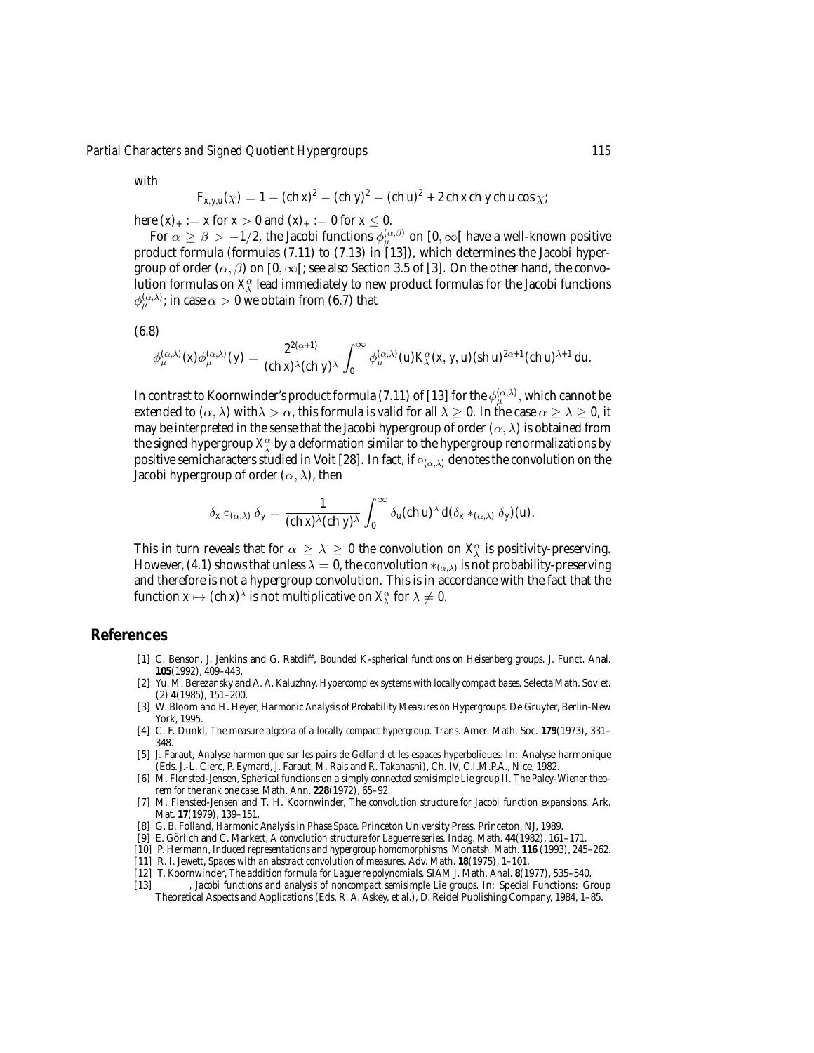with

$$F_{x,y,u}(\chi) = 1 - (\operatorname{ch} x)^2 - (\operatorname{ch} y)^2 - (\operatorname{ch} u)^2 + 2\operatorname{ch} x \operatorname{ch} y \operatorname{ch} u \cos\chi;$$

here $(x)_+ := x$ for $x > 0$ and $(x)_+ := 0$ for $x \leq 0$.

For $\alpha \geq \beta > -1/2$, the Jacobi functions $\phi_\mu^{(\alpha,\beta)}$ on $[0,\infty[$ have a well-known positive product formula (formulas (7.11) to (7.13) in [13]), which determines the Jacobi hypergroup of order $(\alpha,\beta)$ on $[0,\infty[$; see also Section 3.5 of [3]. On the other hand, the convolution formulas on $X_\lambda^\alpha$ lead immediately to new product formulas for the Jacobi functions $\phi_\mu^{(\alpha,\lambda)}$; in case $\alpha > 0$ we obtain from (6.7) that

(6.8)

$$\phi_\mu^{(\alpha,\lambda)}(x)\phi_\mu^{(\alpha,\lambda)}(y) = \frac{2^{2(\alpha+1)}}{(\operatorname{ch} x)^\lambda(\operatorname{ch} y)^\lambda} \int_0^\infty \phi_\mu^{(\alpha,\lambda)}(u) K_\lambda^\alpha(x,y,u)(\operatorname{sh} u)^{2\alpha+1}(\operatorname{ch} u)^{\lambda+1}\, du.$$

In contrast to Koornwinder's product formula (7.11) of [13] for the $\phi_\mu^{(\alpha,\lambda)}$, which cannot be extended to $(\alpha,\lambda)$ with $\lambda > \alpha$, this formula is valid for all $\lambda \geq 0$. In the case $\alpha \geq \lambda \geq 0$, it may be interpreted in the sense that the Jacobi hypergroup of order $(\alpha,\lambda)$ is obtained from the signed hypergroup $X_\lambda^\alpha$ by a deformation similar to the hypergroup renormalizations by positive semicharacters studied in Voit [28]. In fact, if $\circ_{(\alpha,\lambda)}$ denotes the convolution on the Jacobi hypergroup of order $(\alpha,\lambda)$, then

$$\delta_x \circ_{(\alpha,\lambda)} \delta_y = \frac{1}{(\operatorname{ch} x)^\lambda(\operatorname{ch} y)^\lambda} \int_0^\infty \delta_u (\operatorname{ch} u)^\lambda \, d(\delta_x *_{(\alpha,\lambda)} \delta_y)(u).$$

This in turn reveals that for $\alpha \geq \lambda \geq 0$ the convolution on $X_\lambda^\alpha$ is positivity-preserving. However, (4.1) shows that unless $\lambda = 0$, the convolution $*_{(\alpha,\lambda)}$ is not probability-preserving and therefore is not a hypergroup convolution. This is in accordance with the fact that the function $x \mapsto (\operatorname{ch} x)^\lambda$ is not multiplicative on $X_\lambda^\alpha$ for $\lambda \neq 0$.

## References

[1] C. Benson, J. Jenkins and G. Ratcliff, *Bounded K-spherical functions on Heisenberg groups*. J. Funct. Anal. **105**(1992), 409–443.

[2] Yu. M. Berezansky and A. A. Kaluzhny, *Hypercomplex systems with locally compact bases*. Selecta Math. Soviet. (2) **4**(1985), 151–200.

[3] W. Bloom and H. Heyer, *Harmonic Analysis of Probability Measures on Hypergroups*. De Gruyter, Berlin-New York, 1995.

[4] C. F. Dunkl, *The measure algebra of a locally compact hypergroup*. Trans. Amer. Math. Soc. **179**(1973), 331–348.

[5] J. Faraut, *Analyse harmonique sur les pairs de Gelfand et les espaces hyperboliques*. In: Analyse harmonique (Eds. J.-L. Clerc, P. Eymard, J. Faraut, M. Rais and R. Takahashi), Ch. IV, C.I.M.P.A., Nice, 1982.

[6] M. Flensted-Jensen, *Spherical functions on a simply connected semisimple Lie group II. The Paley-Wiener theorem for the rank one case*. Math. Ann. **228**(1972), 65–92.

[7] M. Flensted-Jensen and T. H. Koornwinder, *The convolution structure for Jacobi function expansions*. Ark. Mat. **17**(1979), 139–151.

[8] G. B. Folland, *Harmonic Analysis in Phase Space*. Princeton University Press, Princeton, NJ, 1989.

[9] E. Görlich and C. Markett, *A convolution structure for Laguerre series*. Indag. Math. **44**(1982), 161–171.

[10] P. Hermann, *Induced representations and hypergroup homomorphisms*. Monatsh. Math. **116** (1993), 245–262.

[11] R. I. Jewett, *Spaces with an abstract convolution of measures*. Adv. Math. **18**(1975), 1–101.

[12] T. Koornwinder, *The addition formula for Laguerre polynomials*. SIAM J. Math. Anal. **8**(1977), 535–540.

[13] ______, *Jacobi functions and analysis of noncompact semisimple Lie groups*. In: Special Functions: Group Theoretical Aspects and Applications (Eds. R. A. Askey, et al.), D. Reidel Publishing Company, 1984, 1–85.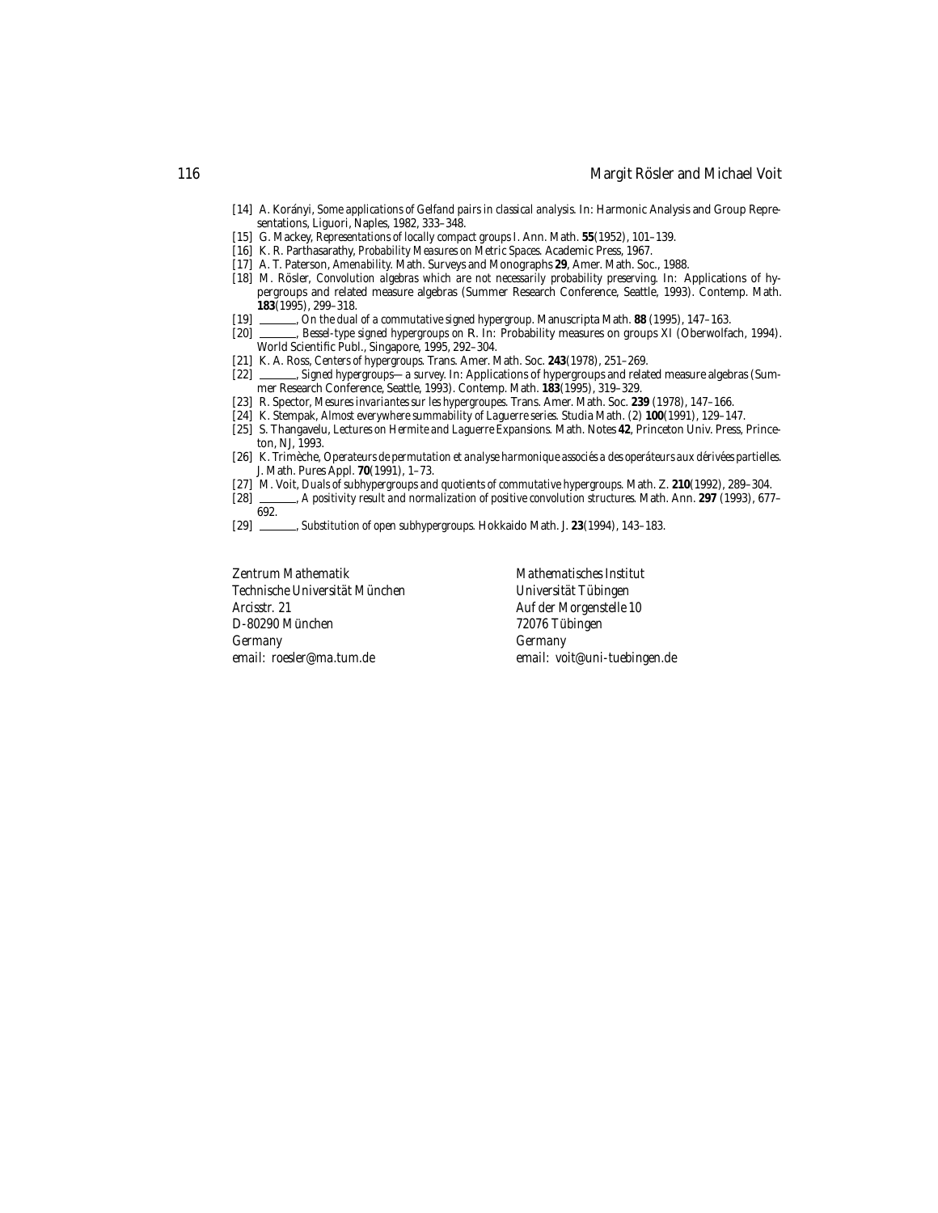[14] A. Korányi, *Some applications of Gelfand pairs in classical analysis.* In: Harmonic Analysis and Group Representations, Liguori, Naples, 1982, 333–348.

[15] G. Mackey, *Representations of locally compact groups I.* Ann. Math. **55**(1952), 101–139.

[16] K. R. Parthasarathy, *Probability Measures on Metric Spaces.* Academic Press, 1967.

[17] A. T. Paterson, *Amenability.* Math. Surveys and Monographs **29**, Amer. Math. Soc., 1988.

[18] M. Rösler, *Convolution algebras which are not necessarily probability preserving.* In: Applications of hypergroups and related measure algebras (Summer Research Conference, Seattle, 1993). Contemp. Math. **183**(1995), 299–318.

[19] ______, *On the dual of a commutative signed hypergroup.* Manuscripta Math. **88** (1995), 147–163.

[20] ______, *Bessel-type signed hypergroups on* $\mathbb{R}$. In: Probability measures on groups XI (Oberwolfach, 1994). World Scientific Publ., Singapore, 1995, 292–304.

[21] K. A. Ross, *Centers of hypergroups.* Trans. Amer. Math. Soc. **243**(1978), 251–269.

[22] ______, *Signed hypergroups—a survey.* In: Applications of hypergroups and related measure algebras (Summer Research Conference, Seattle, 1993). Contemp. Math. **183**(1995), 319–329.

[23] R. Spector, *Mesures invariantes sur les hypergroupes.* Trans. Amer. Math. Soc. **239** (1978), 147–166.

[24] K. Stempak, *Almost everywhere summability of Laguerre series.* Studia Math. (2) **100**(1991), 129–147.

[25] S. Thangavelu, *Lectures on Hermite and Laguerre Expansions.* Math. Notes **42**, Princeton Univ. Press, Princeton, NJ, 1993.

[26] K. Trimèche, *Operateurs de permutation et analyse harmonique associés a des operáteurs aux dérivées partielles.* J. Math. Pures Appl. **70**(1991), 1–73.

[27] M. Voit, *Duals of subhypergroups and quotients of commutative hypergroups.* Math. Z. **210**(1992), 289–304.

[28] ______, *A positivity result and normalization of positive convolution structures.* Math. Ann. **297** (1993), 677–692.

[29] ______, *Substitution of open subhypergroups.* Hokkaido Math. J. **23**(1994), 143–183.

Zentrum Mathematik
Technische Universität München
Arcisstr. 21
D-80290 München
Germany
email: roesler@ma.tum.de

Mathematisches Institut
Universität Tübingen
Auf der Morgenstelle 10
72076 Tübingen
Germany
email: voit@uni-tuebingen.de